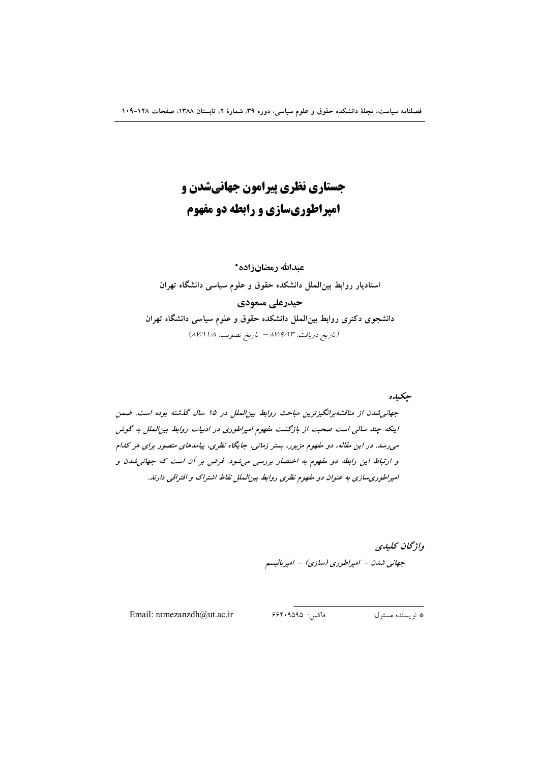# جستاری نظری پیرامون جهانی‌شدن و امپراطوری‌سازی و رابطه دو مفهوم

**عبدالله رمضان‌زاده***

**استادیار روابط بین‌الملل دانشکده حقوق و علوم سیاسی دانشگاه تهران**

**حیدرعلی مسعودی**

**دانشجوی دکتری روابط بین‌الملل دانشکده حقوق و علوم سیاسی دانشگاه تهران**

*(تاریخ دریافت: ۸۷/۹/۱۳ – تاریخ تصویب: ۸۷/۱۱/۸)*

## چکیده

*جهانی‌شدن از مناقشه‌برانگیزترین مباحث روابط بین‌الملل در ۱۵ سال گذشته بوده است. ضمن اینکه چند سالی است صحبت از بازگشت مفهوم امپراطوری در ادبیات روابط بین‌الملل به گوش می‌رسد. در این مقاله، دو مفهوم مزبور، بستر زمانی، جایگاه نظری، پیامدهای متصور برای هر کدام و ارتباط این رابطه دو مفهوم به اختصار بررسی می‌شود. فرض بر آن است که جهانی‌شدن و امپراطوری‌سازی به عنوان دو مفهوم نظری روابط بین‌الملل نقاط اشتراک و افتراقی دارند.*

*واژگان کلیدی*

*جهانی شدن – امپراطوری (سازی) – امپریالیسم*

---

* نویسنده مسئول: فاکس: ۶۶۴۰۹۵۹۵ Email: ramezanzdh@ut.ac.ir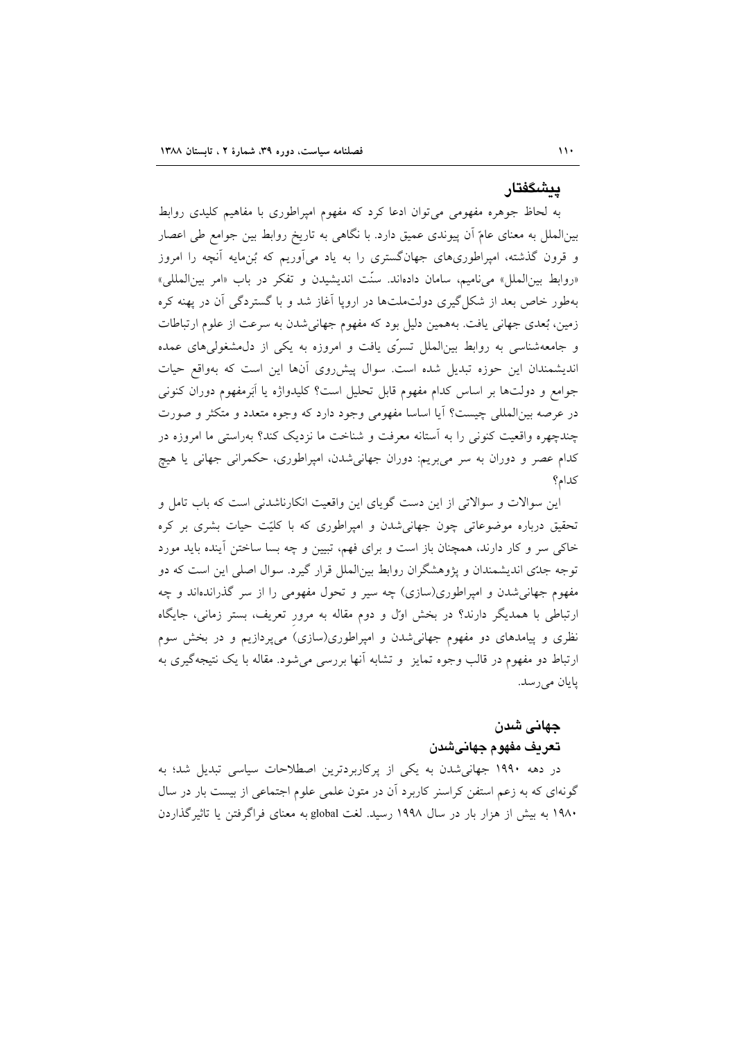## پیشگفتار

به لحاظ جوهره مفهومی می‌توان ادعا کرد که مفهوم امپراطوری با مفاهیم کلیدی روابط بین‌الملل به معنای عامّ آن پیوندی عمیق دارد. با نگاهی به تاریخ روابط بین جوامع طی اعصار و قرون گذشته، امپراطوری‌های جهان‌گستری را به یاد می‌آوریم که بُن‌مایه آنچه را امروز «روابط بین‌الملل» می‌نامیم، سامان داده‌اند. سنّت اندیشیدن و تفکر در باب «امر بین‌المللی» به‌طور خاص بعد از شکل‌گیری دولت‌ملت‌ها در اروپا آغاز شد و با گستردگی آن در پهنه کره زمین، بُعدی جهانی یافت. به‌همین دلیل بود که مفهوم جهانی‌شدن به سرعت از علوم ارتباطات و جامعه‌شناسی به روابط بین‌الملل تسرّی یافت و امروزه به یکی از دل‌مشغولی‌های عمده اندیشمندان این حوزه تبدیل شده است. سوال پیش‌روی آنها این است که به‌واقع حیات جوامع و دولت‌ها بر اساس کدام مفهوم قابل تحلیل است؟ کلیدواژه یا اَبَرمفهوم دوران کنونی در عرصه بین‌المللی چیست؟ آیا اساسا مفهومی وجود دارد که وجوه متعدد و متکثر و صورت چندچهره واقعیت کنونی را به آستانه معرفت و شناخت ما نزدیک کند؟ به‌راستی ما امروزه در کدام عصر و دوران به سر می‌بریم: دوران جهانی‌شدن، امپراطوری، حکمرانی جهانی یا هیچ کدام؟

این سوالات و سوالاتی از این دست گویای این واقعیت انکارناشدنی است که باب تامل و تحقیق درباره موضوعاتی چون جهانی‌شدن و امپراطوری که با کلیّت حیات بشری بر کره خاکی سر و کار دارند، همچنان باز است و برای فهم، تبیین و چه بسا ساختن آینده باید مورد توجه جدّی اندیشمندان و پژوهشگران روابط بین‌الملل قرار گیرد. سوال اصلی این است که دو مفهوم جهانی‌شدن و امپراطوری(سازی) چه سیر و تحول مفهومی را از سر گذرانده‌اند و چه ارتباطی با همدیگر دارند؟ در بخش اوّل و دوم مقاله به مرور تعریف، بستر زمانی، جایگاه نظری و پیامدهای دو مفهوم جهانی‌شدن و امپراطوری(سازی) می‌پردازیم و در بخش سوم ارتباط دو مفهوم در قالب وجوه تمایز و تشابه آنها بررسی می‌شود. مقاله با یک نتیجه‌گیری به پایان می‌رسد.

## جهانی شدن

### تعریف مفهوم جهانی‌شدن

در دهه ۱۹۹۰ جهانی‌شدن به یکی از پرکاربردترین اصطلاحات سیاسی تبدیل شد؛ به گونه‌ای که به زعم استفن کراسنر کاربرد آن در متون علمی علوم اجتماعی از بیست بار در سال ۱۹۸۰ به بیش از هزار بار در سال ۱۹۹۸ رسید. لغت global به معنای فراگرفتن یا تاثیرگذاردن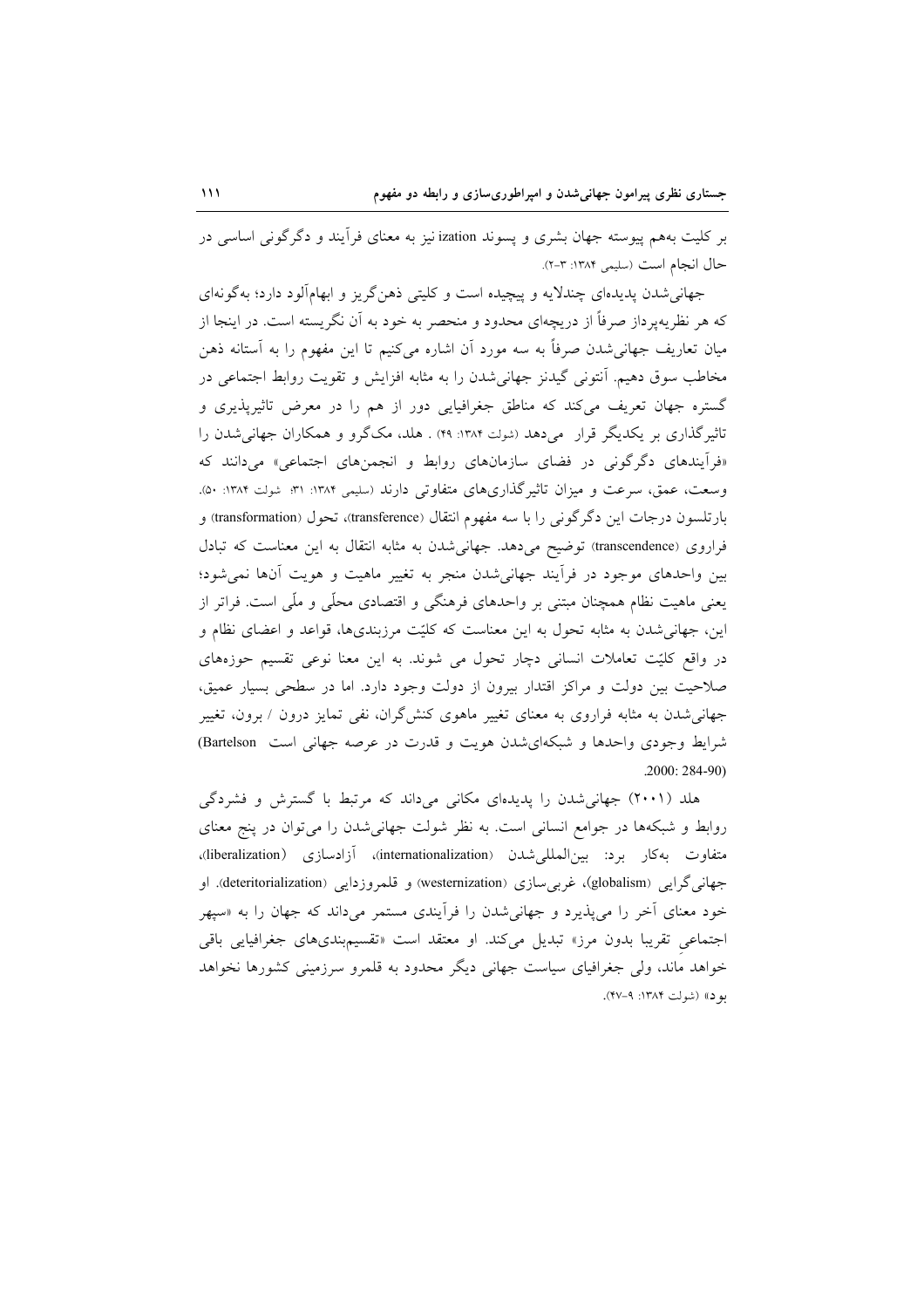بر کلیت به‌هم پیوسته جهان بشری و پسوند ization نیز به معنای فرآیند و دگرگونی اساسی در حال انجام است (سلیمی ۱۳۸۴: ۳-۲).

جهانی‌شدن پدیده‌ای چندلایه و پیچیده است و کلیتی ذهن‌گریز و ابهام‌آلود دارد؛ به‌گونه‌ای که هر نظریه‌پرداز صرفاً از دریچه‌ای محدود و منحصر به خود به آن نگریسته است. در اینجا از میان تعاریف جهانی‌شدن صرفاً به سه مورد آن اشاره می‌کنیم تا این مفهوم را به آستانه ذهن مخاطب سوق دهیم. آنتونی گیدنز جهانی‌شدن را به مثابه افزایش و تقویت روابط اجتماعی در گستره جهان تعریف می‌کند که مناطق جغرافیایی دور از هم را در معرض تاثیرپذیری و تاثیرگذاری بر یکدیگر قرار می‌دهد (شولت ۱۳۸۴: ۴۹) . هلد، مک‌گرو و همکاران جهانی‌شدن را «فرآیندهای دگرگونی در فضای سازمان‌های روابط و انجمن‌های اجتماعی» می‌دانند که وسعت، عمق، سرعت و میزان تاثیرگذاری‌های متفاوتی دارند (سلیمی ۱۳۸۴: ۳۱؛ شولت ۱۳۸۴: ۵۰). بارتلسون درجات این دگرگونی را با سه مفهوم انتقال (transference)، تحول (transformation) و فرارَوی (transcendence) توضیح می‌دهد. جهانی‌شدن به مثابه انتقال به این معناست که تبادل بین واحدهای موجود در فرآیند جهانی‌شدن منجر به تغییر ماهیت و هویت آن‌ها نمی‌شود؛ یعنی ماهیت نظام همچنان مبتنی بر واحدهای فرهنگی و اقتصادی محلّی و ملّی است. فراتر از این، جهانی‌شدن به مثابه تحول به این معناست که کلیّت مرزبندی‌ها، قواعد و اعضای نظام و در واقع کلیّت تعاملات انسانی دچار تحول می شوند. به این معنا نوعی تقسیم حوزه‌های صلاحیت بین دولت و مراکز اقتدار بیرون از دولت وجود دارد. اما در سطحی بسیار عمیق، جهانی‌شدن به مثابه فرارَوی به معنای تغییر ماهوی کنش‌گران، نفی تمایز درون / برون، تغییر شرایط وجودی واحدها و شبکه‌ای‌شدن هویت و قدرت در عرصه جهانی است (Bartelson 2000: 284-90).

هلد (۲۰۰۱) جهانی‌شدن را پدیده‌ای مکانی می‌داند که مرتبط با گسترش و فشردگی روابط و شبکه‌ها در جوامع انسانی است. به نظر شولت جهانی‌شدن را می‌توان در پنج معنای متفاوت به‌کار برد: بین‌المللی‌شدن (internationalization)، آزادسازی (liberalization)، جهانی‌گرایی (globalism)، غربی‌سازی (westernization) و قلمروزدایی (deteritorialization). او خود معنای آخر را می‌پذیرد و جهانی‌شدن را فرآیندی مستمر می‌داند که جهان را به «سپهر اجتماعیِ تقریبا بدون مرز» تبدیل می‌کند. او معتقد است «تقسیم‌بندی‌های جغرافیایی باقی خواهد ماند، ولی جغرافیای سیاست جهانی دیگر محدود به قلمرو سرزمینی کشورها نخواهد بود» (شولت ۱۳۸۴: ۹-۴۷).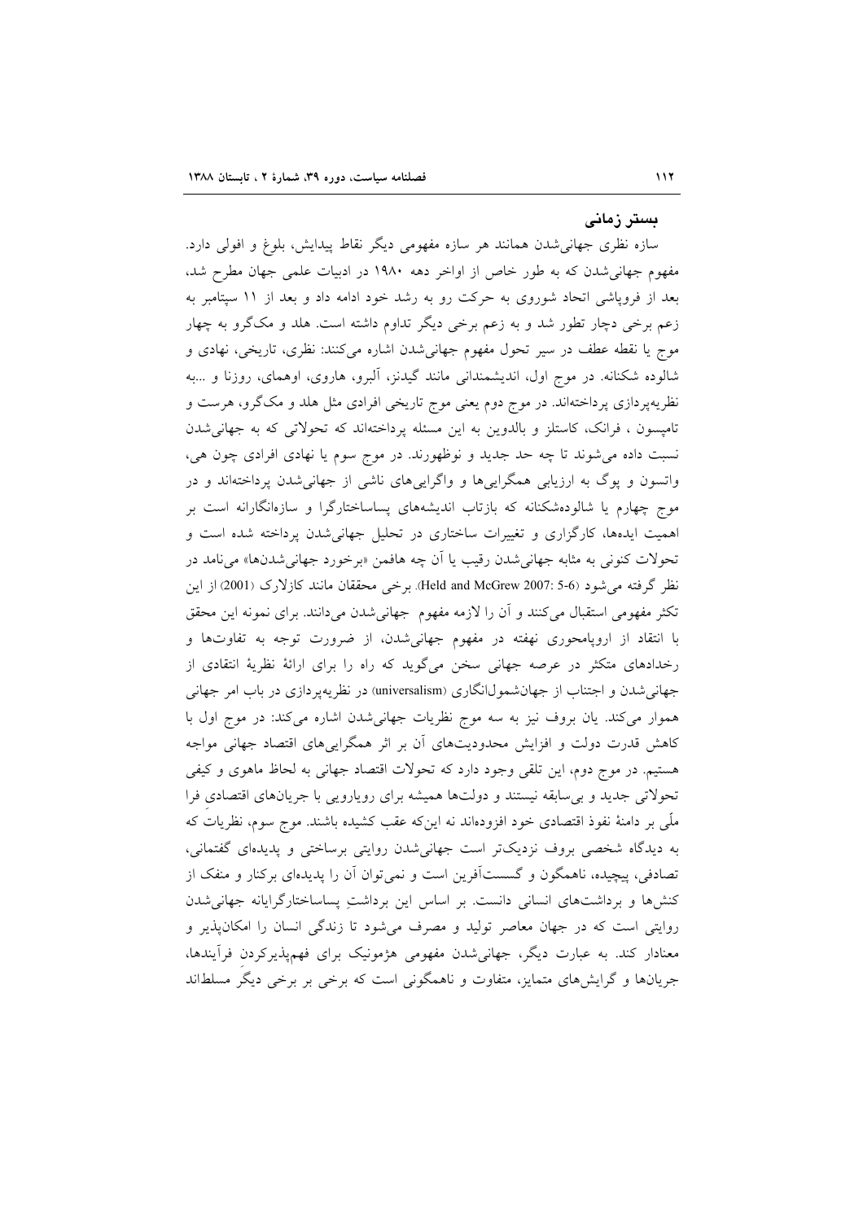## بستر زمانی

سازه نظری جهانی‌شدن همانند هر سازه مفهومی دیگر نقاط پیدایش، بلوغ و افولی دارد. مفهوم جهانی‌شدن که به طور خاص از اواخر دهه ۱۹۸۰ در ادبیات علمی جهان مطرح شد، بعد از فروپاشی اتحاد شوروی به حرکت رو به رشد خود ادامه داد و بعد از ۱۱ سپتامبر به زعم برخی دچار تطور شد و به زعم برخی دیگر تداوم داشته است. هلد و مک‌گرو به چهار موج یا نقطه عطف در سیر تحول مفهوم جهانی‌شدن اشاره می‌کنند: نظری، تاریخی، نهادی و شالوده شکنانه. در موج اول، اندیشمندانی مانند گیدنز، آلبرو، هاروی، اوهمای، روزنا و ...به نظریه‌پردازی پرداخته‌اند. در موج دوم یعنی موج تاریخی افرادی مثل هلد و مک‌گرو، هرست و تامپسون ، فرانک، کاستلز و بالدوین به این مسئله پرداخته‌اند که تحولاتی که به جهانی‌شدن نسبت داده می‌شوند تا چه حد جدید و نوظهورند. در موج سوم یا نهادی افرادی چون هی، واتسون و پوگ به ارزیابی همگرایی‌ها و واگرایی‌های ناشی از جهانی‌شدن پرداخته‌اند و در موج چهارم یا شالوده‌شکنانه که بازتاب اندیشه‌های پساساختارگرا و سازه‌انگارانه است بر اهمیت ایده‌ها، کارگزاری و تغییرات ساختاری در تحلیل جهانی‌شدن پرداخته شده است و تحولات کنونی به مثابه جهانی‌شدن رقیب یا آن چه هافمن «برخورد جهانی‌شدن‌ها» می‌نامد در نظر گرفته می‌شود (Held and McGrew 2007: 5-6). برخی محققان مانند کازلارک (2001) از این تکثر مفهومی استقبال می‌کنند و آن را لازمه مفهوم جهانی‌شدن می‌دانند. برای نمونه این محقق با انتقاد از اروپامحوری نهفته در مفهوم جهانی‌شدن، از ضرورت توجه به تفاوت‌ها و رخدادهای متکثر در عرصه جهانی سخن می‌گوید که راه را برای ارائهٔ نظریهٔ انتقادی از جهانی‌شدن و اجتناب از جهان‌شمول‌انگاری (universalism) در نظریه‌پردازی در باب امر جهانی هموار می‌کند. یان بروف نیز به سه موج نظریات جهانی‌شدن اشاره می‌کند: در موج اول با کاهش قدرت دولت و افزایش محدودیت‌های آن بر اثر همگرایی‌های اقتصاد جهانی مواجه هستیم. در موج دوم، این تلقی وجود دارد که تحولات اقتصاد جهانی به لحاظ ماهوی و کیفی تحولاتی جدید و بی‌سابقه نیستند و دولت‌ها همیشه برای رویارویی با جریان‌های اقتصادیِ فرا ملّی بر دامنهٔ نفوذ اقتصادی خود افزوده‌اند نه این‌که عقب کشیده باشند. موج سوم، نظریاتی که به دیدگاه شخصی بروف نزدیک‌تر است جهانی‌شدن روایتی برساختی و پدیده‌ای گفتمانی، تصادفی، پیچیده، ناهمگون و گسست‌آفرین است و نمی‌توان آن را پدیده‌ای برکنار و منفک از کنش‌ها و برداشت‌های انسانی دانست. بر اساس این برداشتِ پساساختارگرایانه جهانی‌شدن روایتی است که در جهان معاصر تولید و مصرف می‌شود تا زندگی انسان را امکان‌پذیر و معنادار کند. به عبارت دیگر، جهانی‌شدن مفهومی هژمونیک برای فهم‌پذیرکردنِ فرآیندها، جریان‌ها و گرایش‌های متمایز، متفاوت و ناهمگونی است که برخی بر برخی دیگر مسلطاند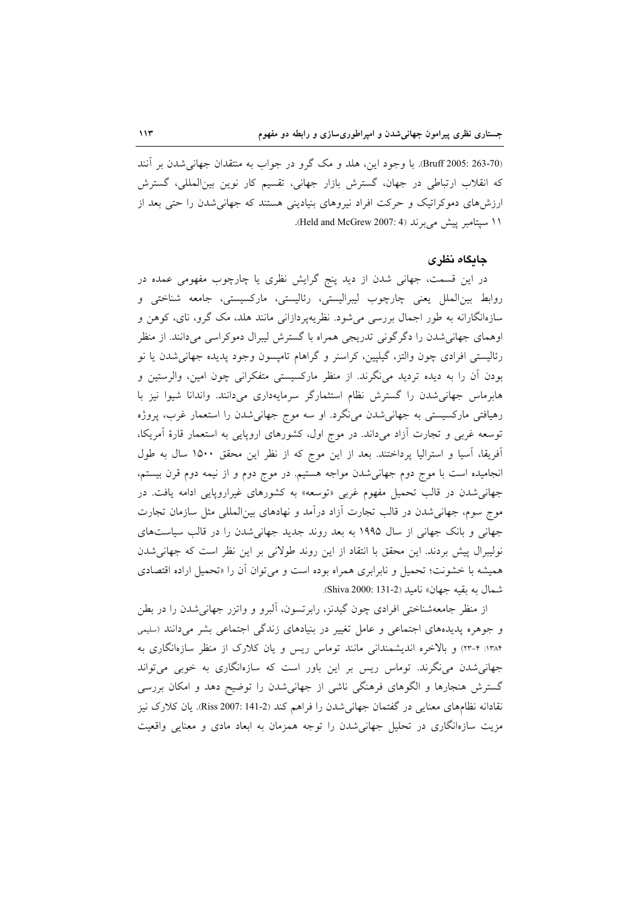(Bruff 2005: 263-70). با وجود این، هلد و مک گرو در جواب به منتقدان جهانی‌شدن بر آنند که انقلاب ارتباطی در جهان، گسترش بازار جهانی، تقسیم کار نوین بین‌المللی، گسترش ارزش‌های دموکراتیک و حرکت افراد نیروهای بنیادینی هستند که جهانی‌شدن را حتی بعد از ۱۱ سپتامبر پیش می‌برند (Held and McGrew 2007: 4).

## جایگاه نظری

در این قسمت، جهانی شدن از دید پنج گرایش نظری یا چارچوب مفهومی عمده در روابط بین‌الملل یعنی چارچوب لیبرالیستی، رئالیستی، مارکسیستی، جامعه شناختی و سازه‌انگارانه به طور اجمال بررسی می‌شود. نظریه‌پردازانی مانند هلد، مک گرو، نای، کوهن و اوهمای جهانی‌شدن را دگرگونی تدریجی همراه با گسترش لیبرال دموکراسی می‌دانند. از منظر رئالیستی افرادی چون والتز، گیلپین، کراسنر و گراهام تامپسون وجود پدیده جهانی‌شدن یا نو بودن آن را به دیده تردید می‌نگرند. از منظر مارکسیستی متفکرانی چون امین، والرستین و هابرماس جهانی‌شدن را گسترش نظام استثمارگر سرمایه‌داری می‌دانند. واندانا شیوا نیز با رهیافتی مارکسیستی به جهانی‌شدن می‌نگرد. او سه موج جهانی‌شدن را استعمار غرب، پروژه توسعه غربی و تجارت آزاد می‌داند. در موج اول، کشورهای اروپایی به استعمار قارهٔ آمریکا، آفریقا، آسیا و استرالیا پرداختند. بعد از این موج که از نظر این محقق ۱۵۰۰ سال به طول انجامیده است با موج دوم جهانی‌شدن مواجه هستیم. در موج دوم و از نیمه دوم قرن بیستم، جهانی‌شدن در قالب تحمیل مفهوم غربی «توسعه» به کشورهای غیراروپایی ادامه یافت. در موج سوم، جهانی‌شدن در قالب تجارت آزاد درآمد و نهادهای بین‌المللی مثل سازمان تجارت جهانی و بانک جهانی از سال ۱۹۹۵ به بعد روند جدید جهانی‌شدن را در قالب سیاست‌های نولیبرال پیش بردند. این محقق با انتقاد از این روند طولانی بر این نظر است که جهانی‌شدن همیشه با خشونت؛ تحمیل و نابرابری همراه بوده است و می‌توان آن را «تحمیل اراده اقتصادی شمال به بقیه جهان» نامید (Shiva 2000: 131-2).

از منظر جامعه‌شناختی افرادی چون گیدنز، رابرتسون، آلبرو و واترز جهانی‌شدن را در بطن و جوهره پدیده‌های اجتماعی و عامل تغییر در بنیادهای زندگی اجتماعی بشر می‌دانند (سلیمی ۱۳۸۴: ۴-۲۳) و بالاخره اندیشمندانی مانند توماس ریس و یان کلارک از منظر سازه‌انگاری به جهانی‌شدن می‌نگرند. توماس ریس بر این باور است که سازه‌انگاری به خوبی می‌تواند گسترش هنجارها و الگوهای فرهنگی ناشی از جهانی‌شدن را توضیح دهد و امکان بررسی نقادانه نظام‌های معنایی در گفتمان جهانی‌شدن را فراهم کند (Riss 2007: 141-2). یان کلارک نیز مزیت سازه‌انگاری در تحلیل جهانی‌شدن را توجه همزمان به ابعاد مادی و معنایی واقعیت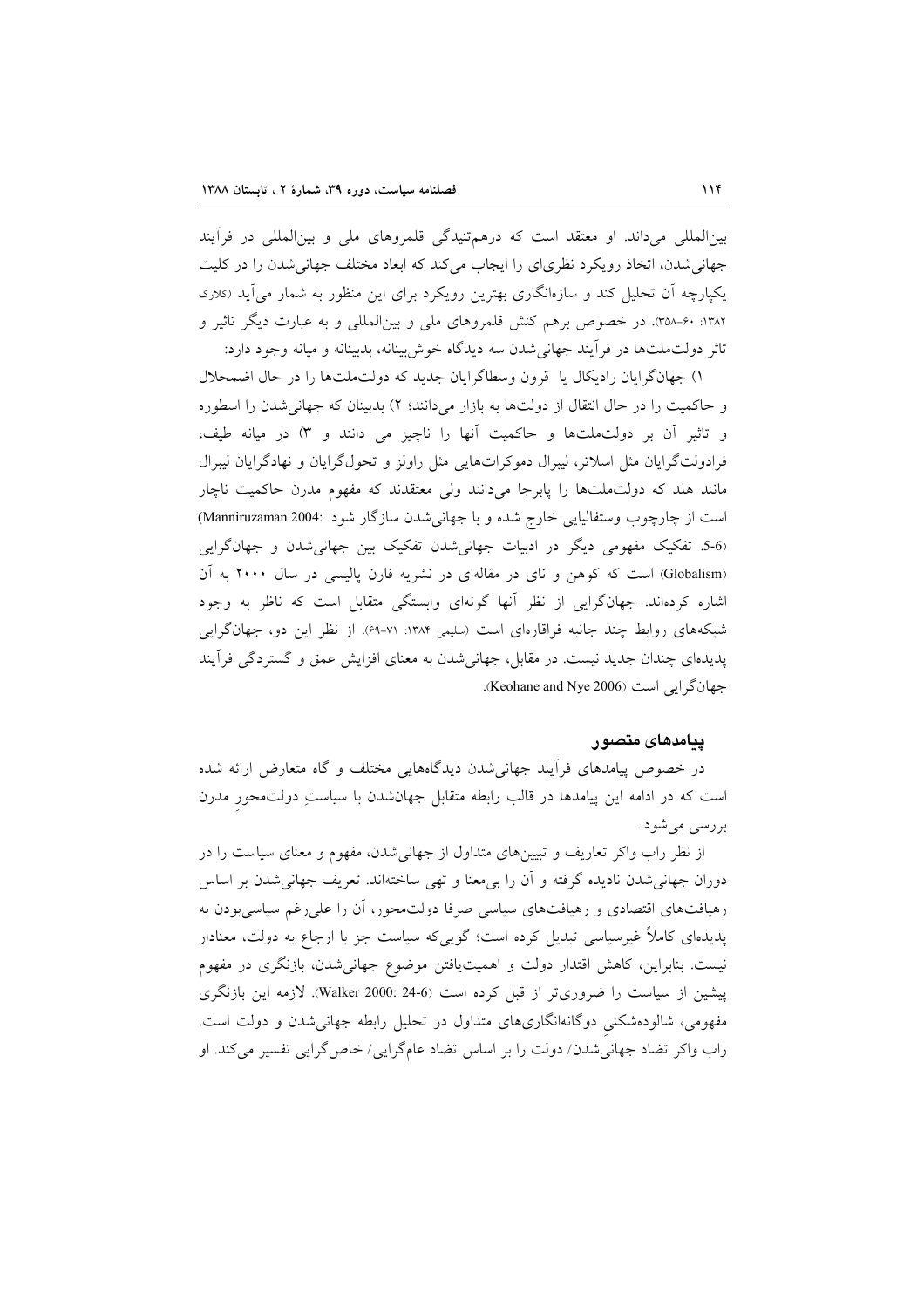بین‌المللی می‌داند. او معتقد است که درهم‌تنیدگی قلمروهای ملی و بین‌المللی در فرآیند جهانی‌شدن، اتخاذ رویکرد نظری‌ای را ایجاب می‌کند که ابعاد مختلف جهانی‌شدن را در کلیت یکپارچه آن تحلیل کند و سازه‌انگاری بهترین رویکرد برای این منظور به شمار می‌آید (کلارک ۱۳۸۲: ۶۰-۳۵۸). در خصوص برهم کنش قلمروهای ملی و بین‌المللی و به عبارت دیگر تاثیر و تاثر دولت‌ملت‌ها در فرآیند جهانی‌شدن سه دیدگاه خوش‌بینانه، بدبینانه و میانه وجود دارد:

۱) جهان‌گرایان رادیکال یا قرون وسطاگرایان جدید که دولت‌ملت‌ها را در حال اضمحلال و حاکمیت را در حال انتقال از دولت‌ها به بازار می‌دانند؛ ۲) بدبینان که جهانی‌شدن را اسطوره و تاثیر آن بر دولت‌ملت‌ها و حاکمیت آنها را ناچیز می دانند و ۳) در میانه طیف، فرادولت‌گرایان مثل اسلاتر، لیبرال دموکرات‌هایی مثل راولز و تحول‌گرایان و نهادگرایان لیبرال مانند هلد که دولت‌ملت‌ها را پابرجا می‌دانند ولی معتقدند که مفهوم مدرن حاکمیت ناچار است از چارچوب وستفالیایی خارج شده و با جهانی‌شدن سازگار شود (Manniruzaman 2004: 5-6). تفکیک مفهومی دیگر در ادبیات جهانی‌شدن تفکیک بین جهانی‌شدن و جهان‌گرایی (Globalism) است که کوهن و نای در مقاله‌ای در نشریه فارن پالیسی در سال ۲۰۰۰ به آن اشاره کرده‌اند. جهان‌گرایی از نظر آنها گونه‌ای وابستگی متقابل است که ناظر به وجود شبکه‌های روابط چند جانبه فراقاره‌ای است (سلیمی ۱۳۸۴: ۷۱-۶۹). از نظر این دو، جهان‌گرایی پدیده‌ای چندان جدید نیست. در مقابل، جهانی‌شدن به معنای افزایش عمق و گستردگی فرآیند جهان‌گرایی است (Keohane and Nye 2006).

## پیامدهای متصور

در خصوص پیامدهای فرآیند جهانی‌شدن دیدگاه‌هایی مختلف و گاه متعارض ارائه شده است که در ادامه این پیامدها در قالب رابطه متقابل جهان‌شدن با سیاستِ دولت‌محورِ مدرن بررسی می‌شود.

از نظر راب واکر تعاریف و تبیین‌های متداول از جهانی‌شدن، مفهوم و معنای سیاست را در دوران جهانی‌شدن نادیده گرفته و آن را بی‌معنا و تهی ساخته‌اند. تعریف جهانی‌شدن بر اساس رهیافت‌های اقتصادی و رهیافت‌های سیاسی صرفا دولت‌محور، آن را علی‌رغم سیاسی‌بودن به پدیده‌ای کاملاً غیرسیاسی تبدیل کرده است؛ گویی‌که سیاست جز با ارجاع به دولت، معنادار نیست. بنابراین، کاهش اقتدار دولت و اهمیت‌یافتن موضوع جهانی‌شدن، بازنگری در مفهوم پیشین از سیاست را ضروری‌تر از قبل کرده است (Walker 2000: 24-6). لازمه این بازنگری مفهومی، شالوده‌شکنیِ دوگانه‌انگاری‌های متداول در تحلیل رابطه جهانی‌شدن و دولت است. راب واکر تضاد جهانی‌شدن/ دولت را بر اساس تضاد عام‌گرایی/ خاص‌گرایی تفسیر می‌کند. او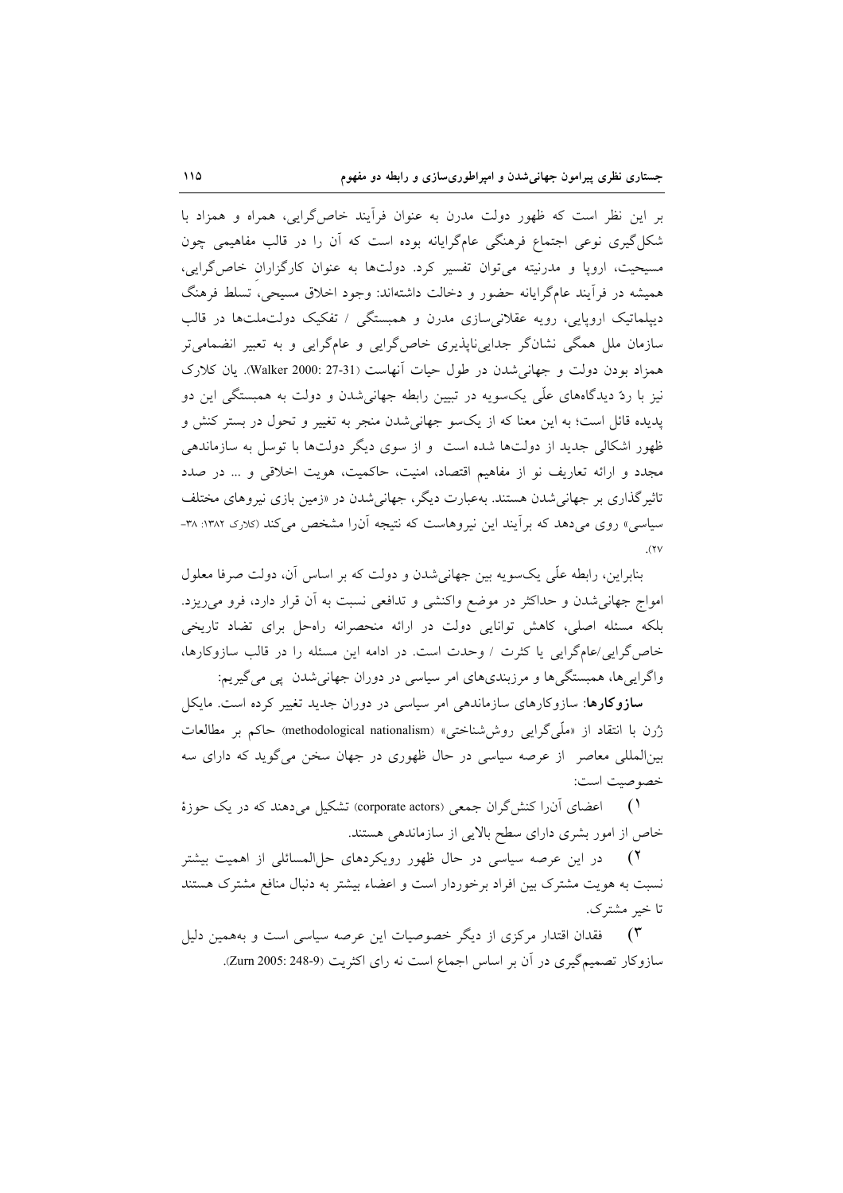بر این نظر است که ظهور دولت مدرن به عنوان فرآیند خاص‌گرایی، همراه و همزاد با شکل‌گیری نوعی اجتماع فرهنگی عام‌گرایانه بوده است که آن را در قالب مفاهیمی چون مسیحیت، اروپا و مدرنیته می‌توان تفسیر کرد. دولت‌ها به عنوان کارگزاران خاص‌گرایی، همیشه در فرآیند عام‌گرایانه حضور و دخالت داشته‌اند: وجود اخلاق مسیحی، تسلط فرهنگ دیپلماتیک اروپایی، رویه عقلانی‌سازی مدرن و همبستگی / تفکیک دولت‌ملت‌ها در قالب سازمان ملل همگی نشانگر جدایی‌ناپذیری خاص‌گرایی و عام‌گرایی و به تعبیر انضمامی‌تر همزاد بودن دولت و جهانی‌شدن در طول حیات آنهاست (Walker 2000: 27-31). یان کلارک نیز با ردّ دیدگاه‌های علّی یک‌سویه در تبیین رابطه جهانی‌شدن و دولت به همبستگی این دو پدیده قائل است؛ به این معنا که از یک‌سو جهانی‌شدن منجر به تغییر و تحول در بستر کنش و ظهور اشکالی جدید از دولت‌ها شده است و از سوی دیگر دولت‌ها با توسل به سازماندهی مجدد و ارائه تعاریف نو از مفاهیم اقتصاد، امنیت، حاکمیت، هویت اخلاقی و ... در صدد تاثیرگذاری بر جهانی‌شدن هستند. به‌عبارت دیگر، جهانی‌شدن در «زمین بازی نیروهای مختلف سیاسی» روی می‌دهد که برآیند این نیروهاست که نتیجه آن‌را مشخص می‌کند (کلارک ۱۳۸۲: ۳۸-۲۷).

بنابراین، رابطه علّی یک‌سویه بین جهانی‌شدن و دولت که بر اساس آن، دولت صرفا معلول امواج جهانی‌شدن و حداکثر در موضع واکنشی و تدافعی نسبت به آن قرار دارد، فرو می‌ریزد. بلکه مسئله اصلی، کاهش توانایی دولت در ارائه منحصرانه راه‌حل برای تضاد تاریخی خاص‌گرایی/عام‌گرایی یا کثرت / وحدت است. در ادامه این مسئله را در قالب سازوکارها، واگرایی‌ها، همبستگی‌ها و مرزبندی‌های امر سیاسی در دوران جهانی‌شدن پی می‌گیریم:

**سازوکارها**: سازوکارهای سازماندهی امر سیاسی در دوران جدید تغییر کرده است. مایکل ژرن با انتقاد از «ملّی‌گرایی روش‌شناختی» (methodological nationalism) حاکم بر مطالعات بین‌المللی معاصر از عرصه سیاسی در حال ظهوری در جهان سخن می‌گوید که دارای سه خصوصیت است:

۱) اعضای آن‌را کنش‌گران جمعی (corporate actors) تشکیل می‌دهند که در یک حوزهٔ خاص از امور بشری دارای سطح بالایی از سازماندهی هستند.

۲) در این عرصه سیاسی در حال ظهور رویکردهای حل‌المسائلی از اهمیت بیشتر نسبت به هویت مشترک بین افراد برخوردار است و اعضاء بیشتر به دنبال منافع مشترک هستند تا خیر مشترک.

۳) فقدان اقتدار مرکزی از دیگر خصوصیات این عرصه سیاسی است و به‌همین دلیل سازوکار تصمیم‌گیری در آن بر اساس اجماع است نه رای اکثریت (Zurn 2005: 248-9).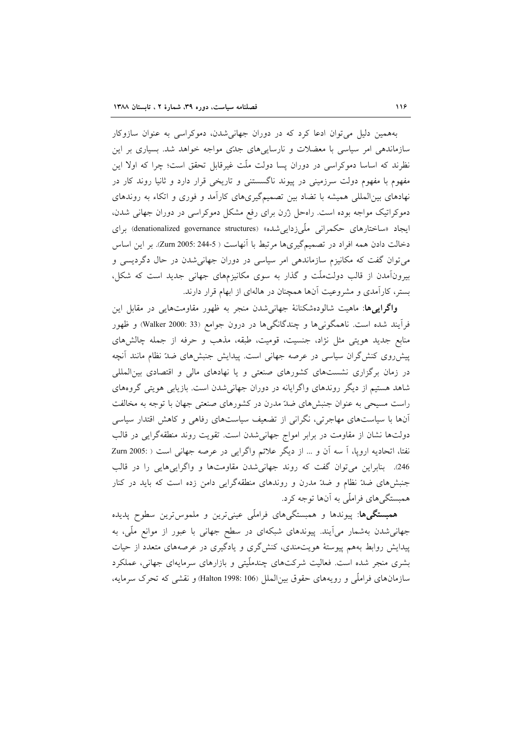به‌همین دلیل می‌توان ادعا کرد که در دوران جهانی‌شدن، دموکراسی به عنوان سازوکار سازماندهی امر سیاسی با معضلات و نارسایی‌های جدّی مواجه خواهد شد. بسیاری بر این نظرند که اساسا دموکراسی در دوران پسا دولت ملّت غیرقابل تحقق است؛ چرا که اولا این مفهوم با مفهوم دولت سرزمینی در پیوند ناگسستنی و تاریخی قرار دارد و ثانیا روند کار در نهادهای بین‌المللی همیشه با تضاد بین تصمیم‌گیری‌های کارآمد و فوری و اتکاء به روندهای دموکراتیک مواجه بوده است. راه‌حل ژُرن برای رفع مشکل دموکراسی در دوران جهانی شدن، ایجاد «ساختارهای حکمرانی ملّی‌زدایی‌شده» (denationalized governance structures) برای دخالت دادن همه افراد در تصمیم‌گیری‌ها مرتبط با آنهاست (Zurn 2005: 244-5 ). بر این اساس می‌توان گفت که مکانیزم سازماندهی امر سیاسی در دوران جهانی‌شدن در حال دگردیسی و بیرون‌آمدن از قالب دولت‌ملّت و گذار به سوی مکانیزم‌های جهانی جدید است که شکل، بستر، کارآمدی و مشروعیت آن‌ها همچنان در هاله‌ای از ابهام قرار دارند.

**واگرایی‌ها**: ماهیت شالوده‌شکنانهٔ جهانی‌شدن منجر به ظهور مقاومت‌هایی در مقابل این فرآیند شده است. ناهمگونی‌ها و چندگانگی‌ها در درون جوامع (Walker 2000: 33) و ظهور منابع جدید هویتی مثل نژاد، جنسیت، قومیت، طبقه، مذهب و حرفه از جمله چالش‌های پیش‌روی کنش‌گران سیاسی در عرصه جهانی است. پیدایش جنبش‌های ضدّ نظام مانند آنچه در زمان برگزاری نشست‌های کشورهای صنعتی و یا نهادهای مالی و اقتصادی بین‌المللی شاهد هستیم از دیگر روندهای واگرایانه در دوران جهانی‌شدن است. بازیابی هویتی گروه‌های راست مسیحی به عنوان جنبش‌های ضدّ مدرن در کشورهای صنعتی جهان با توجه به مخالفت آن‌ها با سیاست‌های مهاجرتی، نگرانی از تضعیف سیاست‌های رفاهی و کاهش اقتدار سیاسی دولت‌ها نشان از مقاومت در برابر امواج جهانی‌شدن است. تقویت روند منطقه‌گرایی در قالب نفتا، اتحادیه اروپا، آ سه آن و ... از دیگر علائم واگرایی در عرصه جهانی است ( Zurn 2005: 246). بنابراین می‌توان گفت که روند جهانی‌شدن مقاومت‌ها و واگرایی‌هایی را در قالب جنبش‌های ضدّ نظام و ضدّ مدرن و روندهای منطقه‌گرایی دامن زده است که باید در کنار همبستگی‌های فراملّی به آن‌ها توجه کرد.

**همبستگی‌ها**: پیوندها و همبستگی‌های فراملّی عینی‌ترین و ملموس‌ترین سطوح پدیده جهانی‌شدن به‌شمار می‌آیند. پیوندهای شبکه‌ای در سطح جهانی با عبور از موانع ملّی، به پیدایش روابط به‌هم پیوستهٔ هویت‌مندی، کنش‌گری و یادگیری در عرصه‌های متعدد از حیات بشری منجر شده است. فعالیت شرکت‌های چندملّیتی و بازارهای سرمایه‌ای جهانی، عملکرد سازمان‌های فراملّی و رویه‌های حقوق بین‌الملل (Halton 1998: 106) و نقشی که تحرک سرمایه،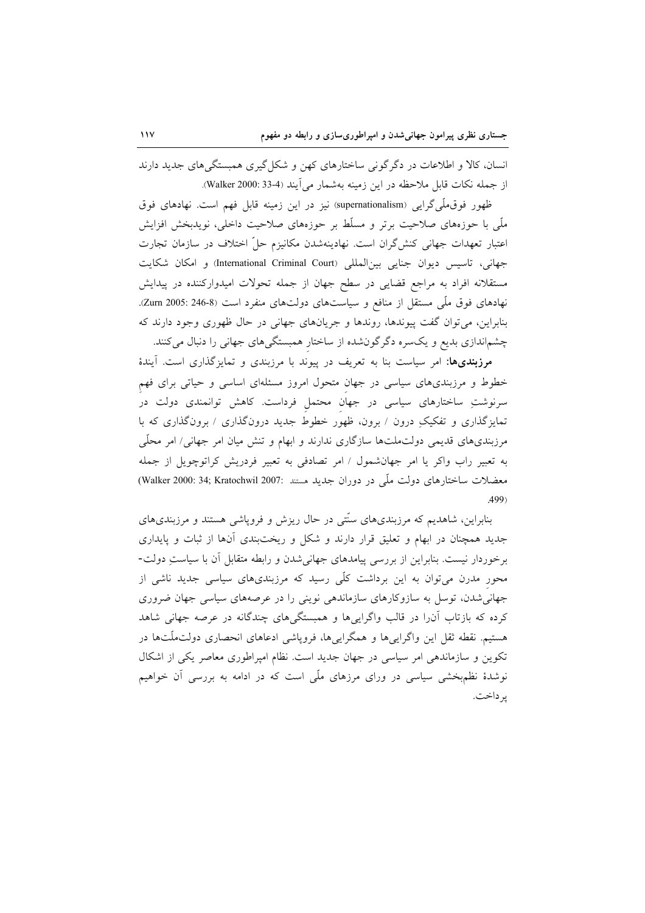انسان، کالا و اطلاعات در دگرگونی ساختارهای کهن و شکل‌گیری همبستگی‌های جدید دارند از جمله نکات قابل ملاحظه در این زمینه به‌شمار می‌آیند (Walker 2000: 33-4).

ظهور فوق‌ملّی‌گرایی (supernationalism) نیز در این زمینه قابل فهم است. نهادهای فوق ملّی با حوزه‌های صلاحیت برتر و مسلّط بر حوزه‌های صلاحیت داخلی، نویدبخش افزایش اعتبار تعهدات جهانی کنش‌گران است. نهادینه‌شدن مکانیزم حلّ اختلاف در سازمان تجارت جهانی، تاسیس دیوان جنایی بین‌المللی (International Criminal Court) و امکان شکایت مستقلانه افراد به مراجع قضایی در سطح جهان از جمله تحولات امیدوارکننده در پیدایش نهادهای فوق ملّی مستقل از منافع و سیاست‌های دولت‌های منفرد است (Zurn 2005: 246-8). بنابراین، می‌توان گفت پیوندها، روندها و جریان‌های جهانی در حال ظهوری وجود دارند که چشم‌اندازی بدیع و یک‌سره دگرگون‌شده از ساختار همبستگی‌های جهانی را دنبال می‌کنند.

**مرزبندی‌ها:** امر سیاست بنا به تعریف در پیوند با مرزبندی و تمایزگذاری است. آیندهٔ خطوط و مرزبندی‌های سیاسی در جهانِ متحول امروز مسئله‌ای اساسی و حیاتی برای فهمِ سرنوشتِ ساختارهای سیاسی در جهانِ محتملِ فرداست. کاهش توانمندی دولت در تمایزگذاری و تفکیکِ درون / برون، ظهورِ خطوط جدید درون‌گذاری / برون‌گذاری که با مرزبندی‌های قدیمی دولت‌ملت‌ها سازگاری ندارند و ابهام و تنش میان امر جهانی/ امر محلّی به تعبیر راب واکر یا امر جهان‌شمول / امر تصادفی به تعبیر فردریش کراتوچویل از جمله معضلات ساختارهای دولت ملّی در دوران جدید هستند (Walker 2000: 34; Kratochwil 2007: 499).

بنابراین، شاهدیم که مرزبندی‌های سنّتی در حال ریزش و فروپاشی هستند و مرزبندی‌های جدید همچنان در ابهام و تعلیق قرار دارند و شکل و ریخت‌بندی آن‌ها از ثبات و پایداری برخوردار نیست. بنابراین از بررسی پیامدهای جهانی‌شدن و رابطه متقابل آن با سیاستِ دولت-محورِ مدرن می‌توان به این برداشت کلّی رسید که مرزبندی‌های سیاسی جدید ناشی از جهانی‌شدن، توسل به سازوکارهای سازماندهی نوینی را در عرصه‌های سیاسی جهان ضروری کرده که بازتاب آن‌را در قالب واگرایی‌ها و همبستگی‌های چندگانه در عرصه جهانی شاهد هستیم. نقطه ثقل این واگرایی‌ها و همگرایی‌ها، فروپاشی ادعاهای انحصاری دولت‌ملّت‌ها در تکوین و سازماندهی امر سیاسی در جهان جدید است. نظام امپراطوری معاصر یکی از اشکال نوشدهٔ نظم‌بخشی سیاسی در ورای مرزهای ملّی است که در ادامه به بررسی آن خواهیم پرداخت.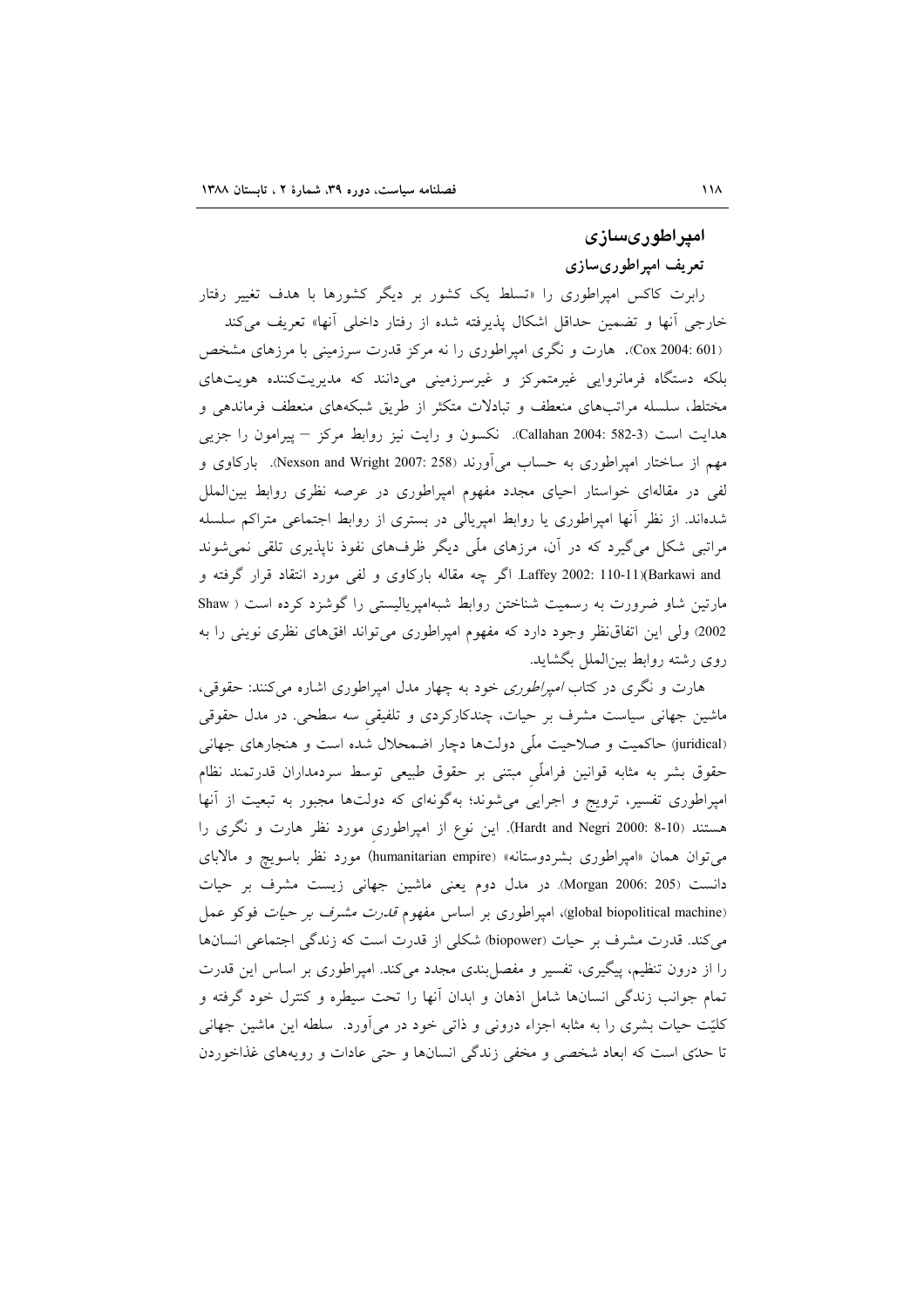## امپراطوری‌سازی

### تعریف امپراطوری‌سازی

رابرت کاکس امپراطوری را «تسلط یک کشور بر دیگر کشورها با هدف تغییر رفتار خارجی آنها و تضمین حداقل اشکال پذیرفته شده از رفتار داخلی آنها» تعریف می‌کند (Cox 2004: 601). هارت و نگری امپراطوری را نه مرکز قدرت سرزمینی با مرزهای مشخص بلکه دستگاه فرمانروایی غیرمتمرکز و غیرسرزمینی می‌دانند که مدیریت‌کننده هویت‌های مختلط، سلسله مراتب‌های منعطف و تبادلات متکثر از طریق شبکه‌های منعطف فرماندهی و هدایت است (Callahan 2004: 582-3). نکسون و رایت نیز روابط مرکز – پیرامون را جزیی مهم از ساختار امپراطوری به حساب می‌آورند (Nexson and Wright 2007: 258). بارکاوی و لفی در مقاله‌ای خواستار احیای مجدد مفهوم امپراطوری در عرصه نظری روابط بین‌الملل شده‌اند. از نظر آنها امپراطوری یا روابط امپریالی در بستری از روابط اجتماعی متراکم سلسله مراتبی شکل می‌گیرد که در آن، مرزهای ملّی دیگر ظرف‌های نفوذ ناپذیری تلقی نمی‌شوند (Barkawi and Laffey 2002: 110-11). اگر چه مقاله بارکاوی و لفی مورد انتقاد قرار گرفته و مارتین شاو ضرورت به رسمیت شناختن روابط شبه‌امپریالیستی را گوشزد کرده است (Shaw 2002) ولی این اتفاق‌نظر وجود دارد که مفهوم امپراطوری می‌تواند افق‌های نظری نوینی را به روی رشته روابط بین‌الملل بگشاید.

هارت و نگری در کتاب *امپراطوری* خود به چهار مدل امپراطوری اشاره می‌کنند: حقوقی، ماشین جهانی سیاست مشرف بر حیات، چندکارکردی و تلفیقیِ سه سطحی. در مدل حقوقی (juridical) حاکمیت و صلاحیت ملّی دولت‌ها دچار اضمحلال شده است و هنجارهای جهانی حقوق بشر به مثابه قوانین فراملّیِ مبتنی بر حقوق طبیعی توسط سردمداران قدرتمند نظام امپراطوری تفسیر، ترویج و اجرایی می‌شوند؛ به‌گونه‌ای که دولت‌ها مجبور به تبعیت از آنها هستند (Hardt and Negri 2000: 8-10). این نوع از امپراطوریِ مورد نظر هارت و نگری را می‌توان همان «امپراطوری بشردوستانه» (humanitarian empire) مورد نظر باسویچ و مالابای دانست (Morgan 2006: 205). در مدل دوم یعنی ماشین جهانی زیست مشرف بر حیات (global biopolitical machine)، امپراطوری بر اساس مفهوم *قدرت مشرف بر حیات* فوکو عمل می‌کند. قدرت مشرف بر حیات (biopower) شکلی از قدرت است که زندگی اجتماعی انسان‌ها را از درون تنظیم، پیگیری، تفسیر و مفصل‌بندی مجدد می‌کند. امپراطوری بر اساس این قدرت تمام جوانب زندگی انسان‌ها شامل اذهان و ابدان آنها را تحت سیطره و کنترل خود گرفته و کلیّت حیات بشری را به مثابه اجزاء درونی و ذاتی خود در می‌آورد. سلطه این ماشین جهانی تا حدّی است که ابعاد شخصی و مخفی زندگی انسان‌ها و حتی عادات و رویه‌های غذاخوردن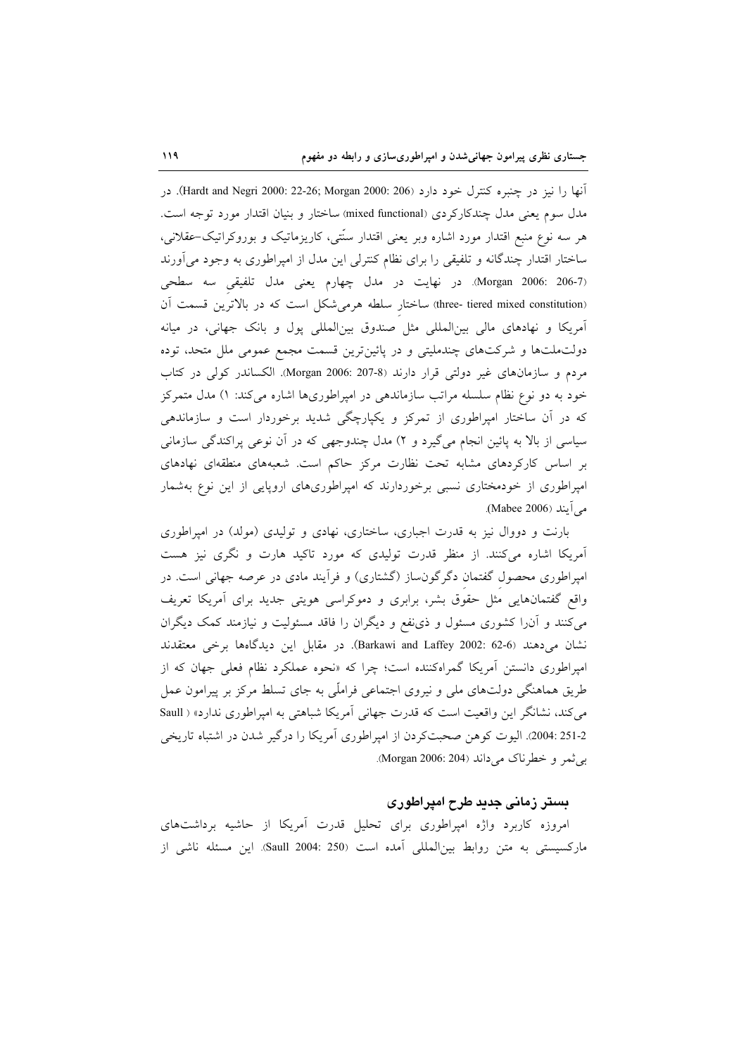آنها را نیز در چنبره کنترل خود دارد (Hardt and Negri 2000: 22-26; Morgan 2000: 206). در مدل سوم یعنی مدل چندکارکردی (mixed functional) ساختار و بنیان اقتدار مورد توجه است. هر سه نوع منبع اقتدار مورد اشاره وبر یعنی اقتدار سنّتی، کاریزماتیک و بوروکراتیک-عقلانی، ساختار اقتدار چندگانه و تلفیقی را برای نظام کنترلی این مدل از امپراطوری به وجود می‌آورند (Morgan 2006: 206-7). در نهایت در مدل چهارم یعنی مدل تلفیقی سه سطحی (three- tiered mixed constitution) ساختار سلطه هرمی‌شکل است که در بالاترین قسمت آن آمریکا و نهادهای مالی بین‌المللی مثل صندوق بین‌المللی پول و بانک جهانی، در میانه دولت‌ملت‌ها و شرکت‌های چندملیتی و در پائین‌ترین قسمت مجمع عمومی ملل متحد، توده مردم و سازمان‌های غیر دولتی قرار دارند (Morgan 2006: 207-8). الکساندر کولی در کتاب خود به دو نوع نظام سلسله مراتب سازماندهی در امپراطوری‌ها اشاره می‌کند: ۱) مدل متمرکز که در آن ساختار امپراطوری از تمرکز و یکپارچگی شدید برخوردار است و سازماندهی سیاسی از بالا به پائین انجام می‌گیرد و ۲) مدل چندوجهی که در آن نوعی پراکندگی سازمانی بر اساس کارکردهای مشابه تحت نظارت مرکز حاکم است. شعبه‌های منطقه‌ای نهادهای امپراطوری از خودمختاری نسبی برخوردارند که امپراطوری‌های اروپایی از این نوع به‌شمار می‌آیند (Mabee 2006).

بارنت و دووال نیز به قدرت اجباری، ساختاری، نهادی و تولیدی (مولد) در امپراطوری آمریکا اشاره می‌کنند. از منظر قدرت تولیدی که مورد تاکید هارت و نگری نیز هست امپراطوری محصول گفتمان دگرگون‌ساز (گشتاری) و فرآیند مادی در عرصه جهانی است. در واقع گفتمان‌هایی مثل حقوق بشر، برابری و دموکراسی هویتی جدید برای آمریکا تعریف می‌کنند و آن‌را کشوری مسئول و ذی‌نفع و دیگران را فاقد مسئولیت و نیازمند کمک دیگران نشان می‌دهند (Barkawi and Laffey 2002: 62-6). در مقابل این دیدگاه‌ها برخی معتقدند امپراطوری دانستن آمریکا گمراه‌کننده است؛ چرا که «نحوه عملکرد نظام فعلی جهان که از طریق هماهنگی دولت‌های ملی و نیروی اجتماعی فراملّی به جای تسلط مرکز بر پیرامون عمل می‌کند، نشانگر این واقعیت است که قدرت جهانی آمریکا شباهتی به امپراطوری ندارد» (Saull 2004: 251-2). الیوت کوهن صحبت‌کردن از امپراطوری آمریکا را درگیر شدن در اشتباه تاریخی بی‌ثمر و خطرناک می‌داند (Morgan 2006: 204).

## بستر زمانی جدید طرح امپراطوری

امروزه کاربرد واژه امپراطوری برای تحلیل قدرت آمریکا از حاشیه برداشت‌های مارکسیستی به متن روابط بین‌المللی آمده است (Saull 2004: 250). این مسئله ناشی از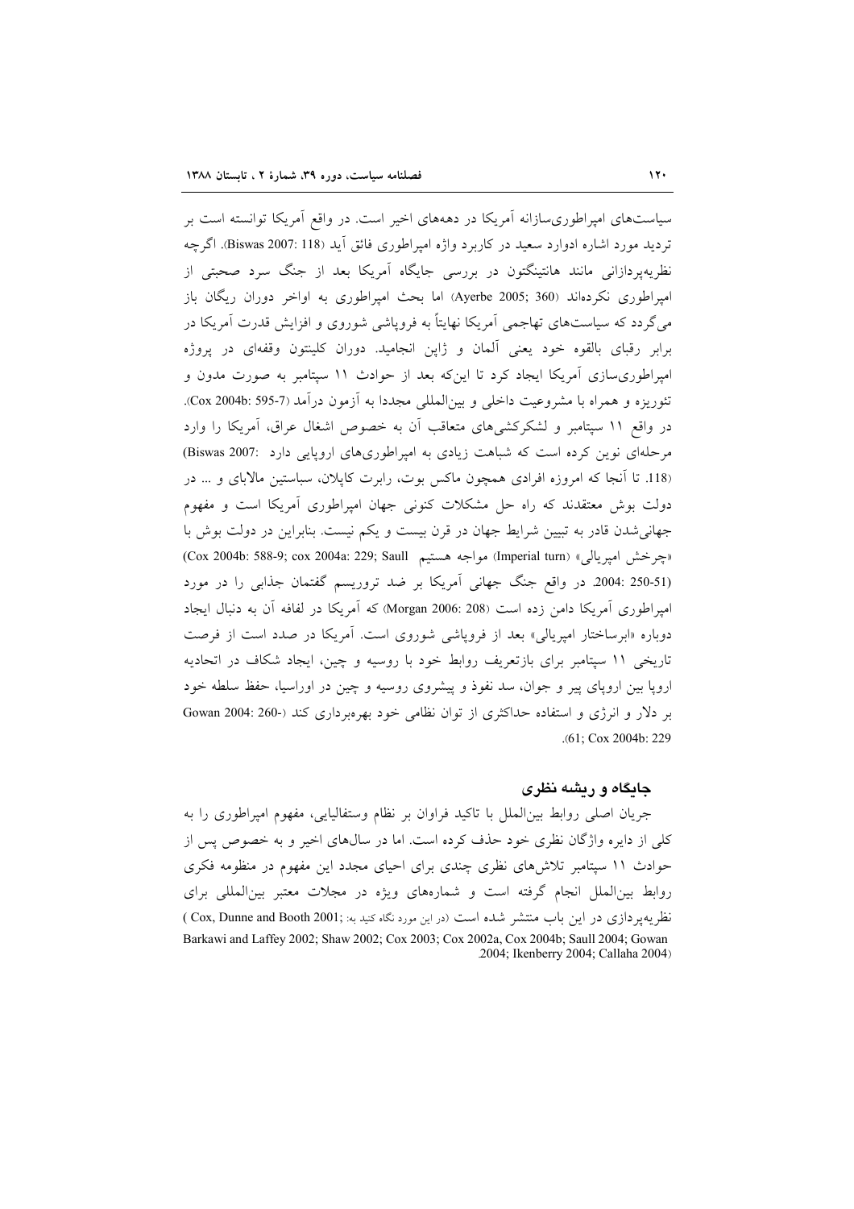سیاست‌های امپراطوری‌سازانه آمریکا در دهه‌های اخیر است. در واقع آمریکا توانسته است بر تردید مورد اشاره ادوارد سعید در کاربرد واژه امپراطوری فائق آید (Biswas 2007: 118). اگرچه نظریه‌پردازانی مانند هانتینگتون در بررسی جایگاه آمریکا بعد از جنگ سرد صحبتی از امپراطوری نکرده‌اند (Ayerbe 2005; 360) اما بحث امپراطوری به اواخر دوران ریگان باز می‌گردد که سیاست‌های تهاجمی آمریکا نهایتاً به فروپاشی شوروی و افزایش قدرت آمریکا در برابر رقبای بالقوه خود یعنی آلمان و ژاپن انجامید. دوران کلینتون وقفه‌ای در پروژه امپراطوری‌سازی آمریکا ایجاد کرد تا این‌که بعد از حوادث ۱۱ سپتامبر به صورت مدون و تئوریزه و همراه با مشروعیت داخلی و بین‌المللی مجددا به آزمون درآمد (Cox 2004b: 595-7). در واقع ۱۱ سپتامبر و لشکرکشی‌های متعاقب آن به خصوص اشغال عراق، آمریکا را وارد مرحله‌ای نوین کرده است که شباهت زیادی به امپراطوری‌های اروپایی دارد (Biswas 2007: 118). تا آنجا که امروزه افرادی همچون ماکس بوت، رابرت کاپلان، سباستین مالابای و ... در دولت بوش معتقدند که راه حل مشکلات کنونی جهان امپراطوری آمریکا است و مفهوم جهانی‌شدن قادر به تبیین شرایط جهان در قرن بیست و یکم نیست. بنابراین در دولت بوش با «چرخش امپریالی» (Imperial turn) مواجه هستیم (Cox 2004b: 588-9; cox 2004a: 229; Saull 2004: 250-51). در واقع جنگ جهانی آمریکا بر ضد تروریسم گفتمان جذابی را در مورد امپراطوری آمریکا دامن زده است (Morgan 2006: 208) که آمریکا در لفافه آن به دنبال ایجاد دوباره «ابرساختار امپریالی» بعد از فروپاشی شوروی است. آمریکا در صدد است از فرصت تاریخی ۱۱ سپتامبر برای بازتعریف روابط خود با روسیه و چین، ایجاد شکاف در اتحادیه اروپا بین اروپای پیر و جوان، سد نفوذ و پیشروی روسیه و چین در اوراسیا، حفظ سلطه خود بر دلار و انرژی و استفاده حداکثری از توان نظامی خود بهره‌برداری کند (Gowan 2004: 260-61; Cox 2004b: 229).

## جایگاه و ریشه نظری

جریان اصلی روابط بین‌الملل با تاکید فراوان بر نظام وستفالیایی، مفهوم امپراطوری را به کلی از دایره واژگان نظری خود حذف کرده است. اما در سال‌های اخیر و به خصوص پس از حوادث ۱۱ سپتامبر تلاش‌های نظری چندی برای احیای مجدد این مفهوم در منظومه فکری روابط بین‌الملل انجام گرفته است و شماره‌های ویژه در مجلات معتبر بین‌المللی برای نظریه‌پردازی در این باب منتشر شده است (در این مورد نگاه کنید به: Cox, Dunne and Booth 2001; Barkawi and Laffey 2002; Shaw 2002; Cox 2003; Cox 2002a, Cox 2004b; Saull 2004; Gowan 2004; Ikenberry 2004; Callaha 2004)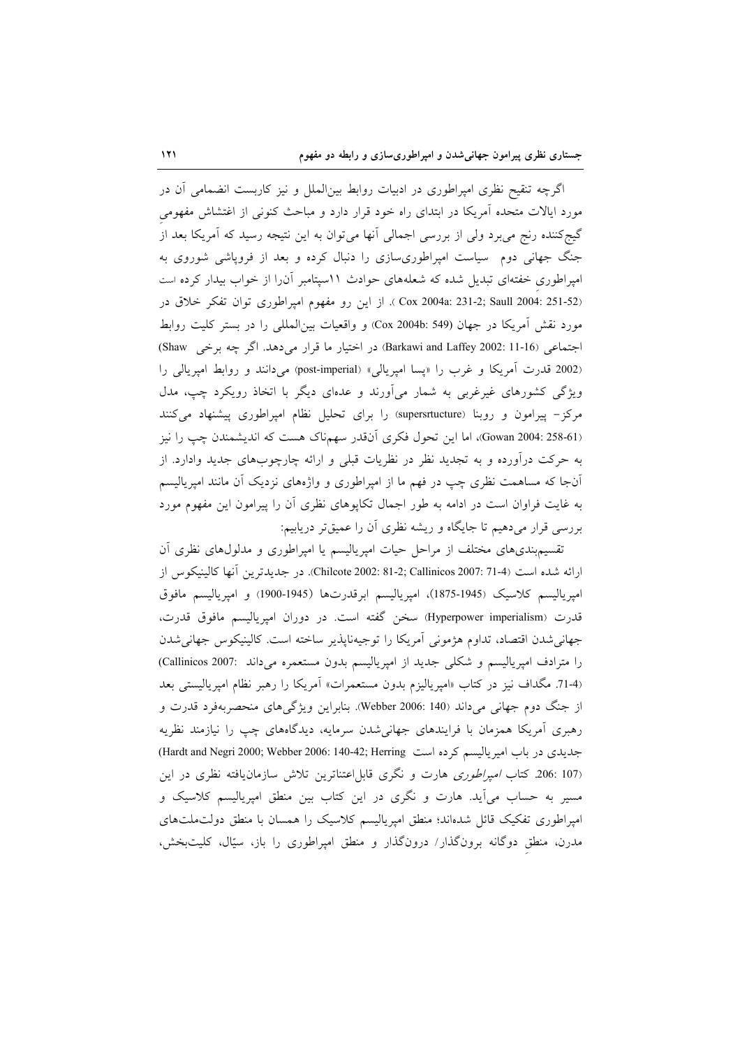اگرچه تنقیح نظری امپراطوری در ادبیات روابط بین‌الملل و نیز کاربست انضمامی آن در مورد ایالات متحده آمریکا در ابتدای راه خود قرار دارد و مباحث کنونی از اغتشاش مفهومیِ گیج‌کننده رنج می‌برد ولی از بررسی اجمالی آنها می‌توان به این نتیجه رسید که آمریکا بعد از جنگ جهانی دوم سیاست امپراطوری‌سازی را دنبال کرده و بعد از فروپاشی شوروی به امپراطوریِ خفته‌ای تبدیل شده که شعله‌های حوادث ۱۱سپتامبر آن‌را از خواب بیدار کرده است (Cox 2004a: 231-2; Saull 2004: 251-52 ). از این رو مفهوم امپراطوری توان تفکر خلاق در مورد نقش آمریکا در جهان (Cox 2004b: 549) و واقعیات بین‌المللی را در بستر کلیت روابط اجتماعی (Barkawi and Laffey 2002: 11-16) در اختیار ما قرار می‌دهد. اگر چه برخی (Shaw 2002 قدرت آمریکا و غرب را «پسا امپریالی» (post-imperial) می‌دانند و روابط امپریالی را ویژگی کشورهای غیرغربی به شمار می‌آورند و عده‌ای دیگر با اتخاذ رویکرد چپ، مدل مرکز- پیرامون و روبنا (supersrtucture) را برای تحلیل نظام امپراطوری پیشنهاد می‌کنند (Gowan 2004: 258-61)، اما این تحول فکری آن‌قدر سهمناک هست که اندیشمندن چپ را نیز به حرکت درآورده و به تجدید نظر در نظریات قبلی و ارائه چارچوب‌های جدید وادارد. از آنجا که مساهمت نظری چپ در فهم ما از امپراطوری و واژه‌های نزدیک آن مانند امپریالیسم به غایت فراوان است در ادامه به طور اجمال تکاپوهای نظری آن را پیرامون این مفهوم مورد بررسی قرار می‌دهیم تا جایگاه و ریشه نظری آن را عمیق‌تر دریابیم:

تقسیم‌بندی‌های مختلف از مراحل حیات امپریالیسم یا امپراطوری و مدلول‌های نظری آن ارائه شده است (Chilcote 2002: 81-2; Callinicos 2007: 71-4). در جدیدترین آنها کالینیکوس از امپریالیسم کلاسیک (1945-1875)، امپریالیسم ابرقدرت‌ها (1945-1900) و امپریالیسم مافوق قدرت (Hyperpower imperialism) سخن گفته است. در دوران امپریالیسم مافوق قدرت، جهانی‌شدن اقتصاد، تداوم هژمونی آمریکا را توجیه‌ناپذیر ساخته است. کالینیکوس جهانی‌شدن را مترادف امپریالیسم و شکلی جدید از امپریالیسم بدون مستعمره می‌داند (Callinicos 2007: 71-4). مگداف نیز در کتاب «امپریالیزم بدون مستعمرات» آمریکا را رهبر نظام امپریالیستی بعد از جنگ دوم جهانی می‌داند (Webber 2006: 140). بنابراین ویژگی‌های منحصربه‌فرد قدرت و رهبری آمریکا همزمان با فرایندهای جهانی‌شدن سرمایه، دیدگاه‌های چپ را نیازمند نظریه جدیدی در باب امپریالیسم کرده است (Hardt and Negri 2000; Webber 2006: 140-42; Herring 2006: 107). کتاب *امپراطوری* هارت و نگری قابل‌اعتناترین تلاش سازمان‌یافته نظری در این مسیر به حساب می‌آید. هارت و نگری در این کتاب بین منطق امپریالیسم کلاسیک و امپراطوری تفکیک قائل شده‌اند؛ منطق امپریالیسم کلاسیک را همسان با منطق دولت‌ملت‌های مدرن، منطقِ دوگانه برون‌گذار/ درون‌گذار و منطق امپراطوری را باز، سیّال، کلیت‌بخش،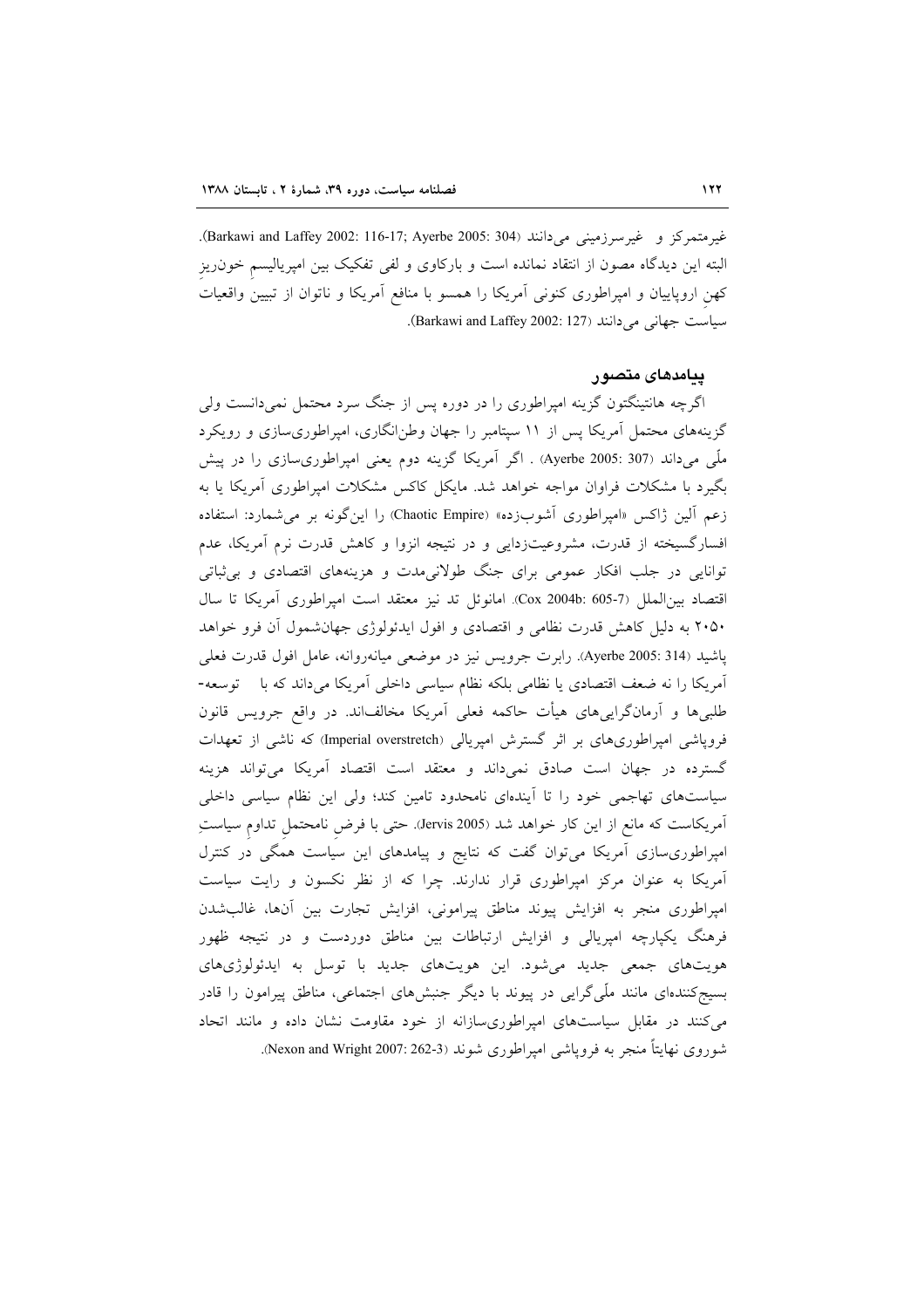غیرمتمرکز و غیرسرزمینی می‌دانند (Barkawi and Laffey 2002: 116-17; Ayerbe 2005: 304). البته این دیدگاه مصون از انتقاد نمانده است و بارکاوی و لفی تفکیک بین امپریالیسمِ خون‌ریزِ کهنِ اروپاییان و امپراطوری کنونی آمریکا را همسو با منافع آمریکا و ناتوان از تبیین واقعیات سیاست جهانی می‌دانند (Barkawi and Laffey 2002: 127).

## پیامدهای متصور

اگرچه هانتینگتون گزینه امپراطوری را در دوره پس از جنگ سرد محتمل نمی‌دانست ولی گزینه‌های محتمل آمریکا پس از ۱۱ سپتامبر را جهان وطن‌انگاری، امپراطوری‌سازی و رویکرد ملّی می‌داند (Ayerbe 2005: 307) . اگر آمریکا گزینه دوم یعنی امپراطوری‌سازی را در پیش بگیرد با مشکلات فراوان مواجه خواهد شد. مایکل کاکس مشکلات امپراطوری آمریکا یا به زعم آلین ژاکس «امپراطوری آشوب‌زده» (Chaotic Empire) را این‌گونه بر می‌شمارد: استفاده افسارگسیخته از قدرت، مشروعیت‌زدایی و در نتیجه انزوا و کاهش قدرت نرم آمریکا، عدم توانایی در جلب افکار عمومی برای جنگ طولانی‌مدت و هزینه‌های اقتصادی و بی‌ثباتی اقتصاد بین‌الملل (Cox 2004b: 605-7). امانوئل تد نیز معتقد است امپراطوری آمریکا تا سال ۲۰۵۰ به دلیل کاهش قدرت نظامی و اقتصادی و افول ایدئولوژی جهان‌شمول آن فرو خواهد پاشید (Ayerbe 2005: 314). رابرت جرویس نیز در موضعی میانه‌روانه، عامل افول قدرت فعلی آمریکا را نه ضعف اقتصادی یا نظامی بلکه نظام سیاسی داخلی آمریکا می‌داند که با توسعه-طلبی‌ها و آرمان‌گرایی‌های هیأت حاکمه فعلی آمریکا مخالف‌اند. در واقع جرویس قانون فروپاشی امپراطوری‌های بر اثر گسترش امپریالی (Imperial overstretch) که ناشی از تعهدات گسترده در جهان است صادق نمی‌داند و معتقد است اقتصاد آمریکا می‌تواند هزینه سیاست‌های تهاجمی خود را تا آینده‌ای نامحدود تامین کند؛ ولی این نظام سیاسی داخلی آمریکاست که مانع از این کار خواهد شد (Jervis 2005). حتی با فرضِ نامحتملِ تداومِ سیاستِ امپراطوری‌سازی آمریکا می‌توان گفت که نتایج و پیامدهای این سیاست همگی در کنترل آمریکا به عنوان مرکز امپراطوری قرار ندارند. چرا که از نظر نکسون و رایت سیاست امپراطوری منجر به افزایش پیوند مناطق پیرامونی، افزایش تجارت بین آن‌ها، غالب‌شدن فرهنگ یکپارچه امپریالی و افزایش ارتباطات بین مناطق دوردست و در نتیجه ظهور هویت‌های جمعی جدید می‌شود. این هویت‌های جدید با توسل به ایدئولوژی‌های بسیج‌کننده‌ای مانند ملّی‌گرایی در پیوند با دیگر جنبش‌های اجتماعی، مناطق پیرامون را قادر می‌کنند در مقابل سیاست‌های امپراطوری‌سازانه از خود مقاومت نشان داده و مانند اتحاد شوروی نهایتاً منجر به فروپاشی امپراطوری شوند (Nexon and Wright 2007: 262-3).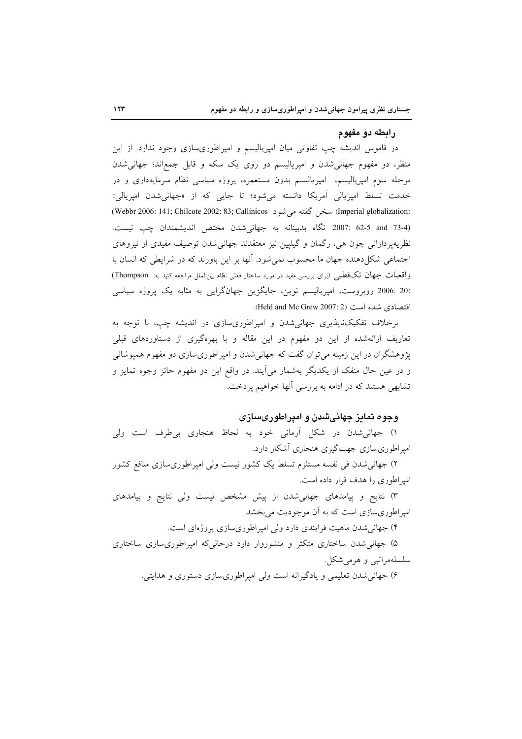## رابطه دو مفهوم

در قاموس اندیشه چپ تفاوتی میان امپریالیسم و امپراطوری‌سازی وجود ندارد. از این منظر، دو مفهوم جهانی‌شدن و امپریالیسم دو روی یک سکه و قابل جمع‌اند؛ جهانی‌شدن مرحله سوم امپریالیسم، امپریالیسم بدون مستعمره، پروژه سیاسی نظام سرمایه‌داری و در خدمت تسلط امپریالی آمریکا دانسته می‌شود؛ تا جایی که از «جهانی‌شدن امپریالی» (Imperial globalization) سخن گفته می‌شود (Webbr 2006: 141; Chilcote 2002: 83; Callinicos 2007: 62-5 and 73-4). نگاه بدبینانه به جهانی‌شدن مختص اندیشمندان چپ نیست. نظریه‌پردازانی چون هی، رگمان و گیلپین نیز معتقدند جهانی‌شدن توصیف مفیدی از نیروهای اجتماعی شکل‌دهنده جهان ما محسوب نمی‌شود. آنها بر این باورند که در شرایطی که انسان با واقعیات جهان تک‌قطبی (برای بررسی مفید در مورد ساختار فعلی نظام بین‌الملل مراجعه کنید به: Thompson 2006: 20) روبروست، امپریالیسم نوین، جایگزین جهان‌گرایی به مثابه یک پروژه سیاسی اقتصادی شده است (Held and Mc Grew 2007: 2).

برخلاف تفکیک‌ناپذیری جهانی‌شدن و امپراطوری‌سازی در اندیشه چپ، با توجه به تعاریف ارائه‌شده از این دو مفهوم در این مقاله و با بهره‌گیری از دستاوردهای قبلی پژوهشگران در این زمینه می‌توان گفت که جهانی‌شدن و امپراطوری‌سازی دو مفهوم همپوشانی و در عین حال منفک از یکدیگر به‌شمار می‌آیند. در واقع این دو مفهوم حائز وجوه تمایز و تشابهی هستند که در ادامه به بررسی آنها خواهیم پرداخت.

## وجوه تمایز جهانی‌شدن و امپراطوری‌سازی

۱) جهانی‌شدن در شکل آرمانی خود به لحاظ هنجاری بی‌طرف است ولی امپراطوری‌سازی جهت‌گیری هنجاری آشکار دارد.

۲) جهانی‌شدن فی نفسه مستلزم تسلط یک کشور نیست ولی امپراطوری‌سازی منافع کشور امپراطوری را هدف قرار داده است.

۳) نتایج و پیامدهای جهانی‌شدن از پیش مشخص نیست ولی نتایج و پیامدهای امپراطوری‌سازی است که به آن موجودیت می‌بخشد.

۴) جهانی‌شدن ماهیت فرایندی دارد ولی امپراطوری‌سازی پروژه‌ای است.

۵) جهانی‌شدن ساختاری متکثر و منشوروار دارد درحالی‌که امپراطوری‌سازی ساختاری سلسله‌مراتبی و هرمی‌شکل.

۶) جهانی‌شدن تعلیمی و یادگیرانه است ولی امپراطوری‌سازی دستوری و هدایتی.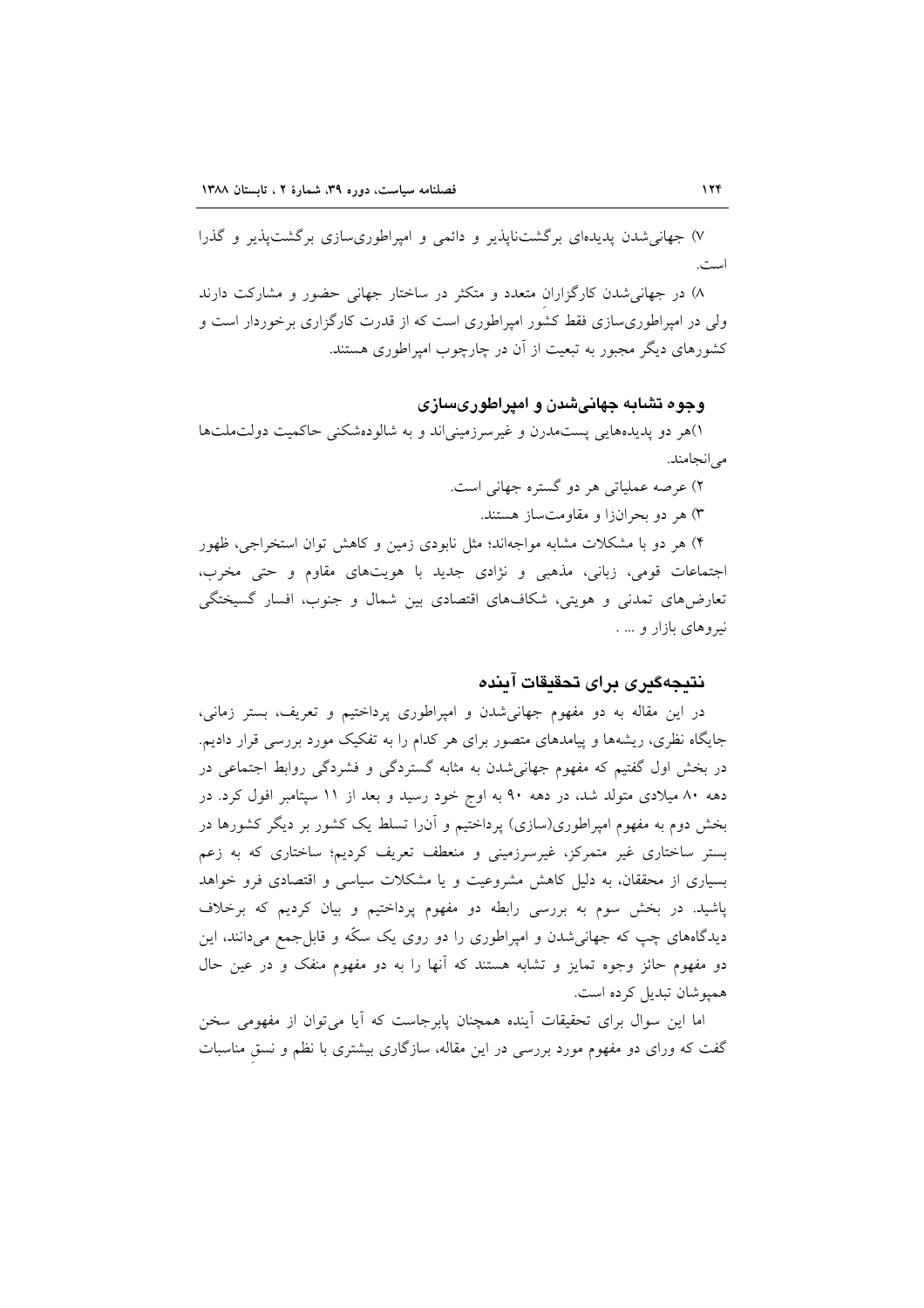۷) جهانی‌شدن پدیده‌ای برگشت‌ناپذیر و دائمی و امپراطوری‌سازی برگشت‌پذیر و گذرا است.

۸) در جهانی‌شدن کارگزارانِ متعدد و متکثر در ساختار جهانی حضور و مشارکت دارند ولی در امپراطوری‌سازی فقط کشور امپراطوری است که از قدرت کارگزاری برخوردار است و کشورهای دیگر مجبور به تبعیت از آن در چارچوب امپراطوری هستند.

### وجوه تشابه جهانی‌شدن و امپراطوری‌سازی

۱)هر دو پدیده‌هایی پست‌مدرن و غیرسرزمینی‌اند و به شالوده‌شکنی حاکمیت دولت‌ملت‌ها می‌انجامند.

۲) عرصه عملیاتی هر دو گستره جهانی است.

۳) هر دو بحران‌زا و مقاومت‌ساز هستند.

۴) هر دو با مشکلات مشابه مواجه‌اند؛ مثل نابودی زمین و کاهش توان استخراجی، ظهور اجتماعات قومی، زبانی، مذهبی و نژادی جدید با هویت‌های مقاوم و حتی مخرب، تعارض‌های تمدنی و هویتی، شکاف‌های اقتصادی بین شمال و جنوب، افسار گسیختگی نیروهای بازار و ... .

## نتیجه‌گیری برای تحقیقات آینده

در این مقاله به دو مفهوم جهانی‌شدن و امپراطوری پرداختیم و تعریف، بستر زمانی، جایگاه نظری، ریشه‌ها و پیامدهای متصور برای هر کدام را به تفکیک مورد بررسی قرار دادیم. در بخش اول گفتیم که مفهوم جهانی‌شدن به مثابه گستردگی و فشردگی روابط اجتماعی در دهه ۸۰ میلادی متولد شد، در دهه ۹۰ به اوج خود رسید و بعد از ۱۱ سپتامبر افول کرد. در بخش دوم به مفهوم امپراطوری(سازی) پرداختیم و آن‌را تسلط یک کشور بر دیگر کشورها در بستر ساختاری غیر متمرکز، غیرسرزمینی و منعطف تعریف کردیم؛ ساختاری که به زعم بسیاری از محققان، به دلیل کاهش مشروعیت و یا مشکلات سیاسی و اقتصادی فرو خواهد پاشید. در بخش سوم به بررسی رابطه دو مفهوم پرداختیم و بیان کردیم که برخلاف دیدگاه‌های چپ که جهانی‌شدن و امپراطوری را دو روی یک سکّه و قابل‌جمع می‌دانند، این دو مفهوم حائز وجوه تمایز و تشابه هستند که آنها را به دو مفهوم منفک و در عین حال همپوشان تبدیل کرده است.

اما این سوال برای تحقیقات آینده همچنان پابرجاست که آیا می‌توان از مفهومی سخن گفت که ورای دو مفهوم مورد بررسی در این مقاله، سازگاری بیشتری با نظم و نسقِ مناسبات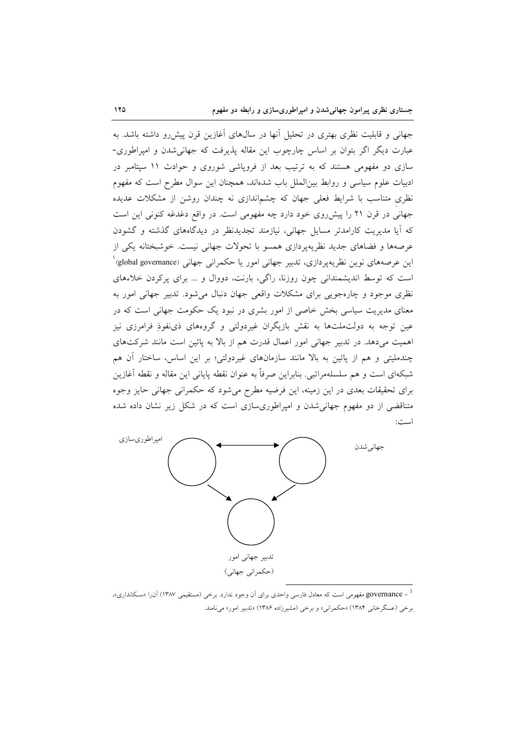جهانی و قابلیت نظری بهتری در تحلیل آنها در سال‌های آغازین قرن پیش‌رو داشته باشد. به عبارت دیگر اگر بتوان بر اساس چارچوب این مقاله پذیرفت که جهانی‌شدن و امپراطوری‌سازی دو مفهومی هستند که به ترتیب بعد از فروپاشی شوروی و حوادث ۱۱ سپتامبر در ادبیات علوم سیاسی و روابط بین‌الملل باب شده‌اند، همچنان این سوال مطرح است که مفهوم نظریِ متناسب با شرایط فعلی جهان که چشم‌اندازی نه چندان روشن از مشکلات عدیده جهانی در قرن ۲۱ را پیش‌روی خود دارد چه مفهومی است. در واقع دغدغه کنونی این است که آیا مدیریت کارامدتر مسایل جهانی، نیازمند تجدیدنظر در دیدگاه‌های گذشته و گشودن عرصه‌ها و فضاهای جدید نظریه‌پردازی همسو با تحولات جهانی نیست. خوشبختانه یکی از این عرصه‌های نوین نظریه‌پردازی، تدبیر جهانی امور یا حکمرانی جهانی (global governance)[1] است که توسط اندیشمندانی چون روزنا، راگی، بارنت، دووال و ... برای پرکردن خلاءهای نظری موجود و چاره‌جویی برای مشکلات واقعی جهان دنبال می‌شود. تدبیر جهانی امور به معنای مدیریت سیاسی بخش خاصی از امور بشری در نبود یک حکومت جهانی است که در عین توجه به دولت‌ملت‌ها به نقش بازیگران غیردولتی و گروه‌های ذی‌نفوذِ فرامرزی نیز اهمیت می‌دهد. در تدبیر جهانی امور اعمال قدرت هم از بالا به پائین است مانند شرکت‌های چندملیتی و هم از پائین به بالا مانند سازمان‌های غیردولتی؛ بر این اساس، ساختار آن هم شبکه‌ای است و هم سلسله‌مراتبی. بنابراین صرفاً به عنوان نقطه پایانی این مقاله و نقطه آغازین برای تحقیقات بعدی در این زمینه، این فرضیه مطرح می‌شود که حکمرانی جهانی حایز وجوه متناقضی از دو مفهوم جهانی‌شدن و امپراطوری‌سازی است که در شکل زیر نشان داده شده است:

امپراطوری‌سازی ⟷ جهانی‌شدن

↘ ↙

تدبیر جهانی امور
(حکمرانی جهانی)

---

[1] – governance مفهومی است که معادل فارسی واحدی برای آن وجود ندارد. برخی (مستقیمی ۱۳۸۷) آن‌را «سکانداری»، برخی (عسگرخانی ۱۳۸۴) «حکمرانی» و برخی (مشیرزاده ۱۳۸۶) «تدبیر امور» می‌نامند.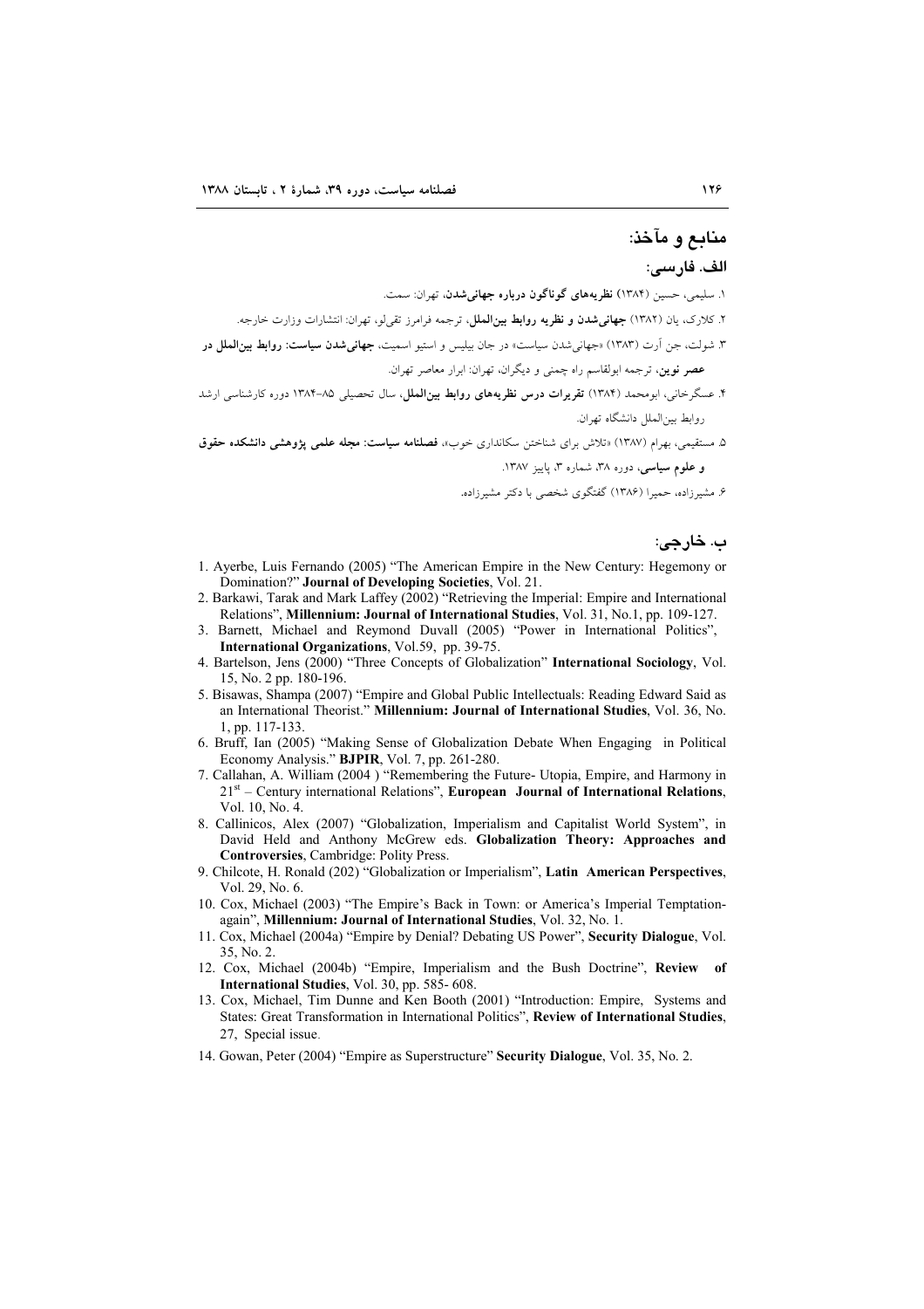## منابع و مآخذ:

### الف. فارسی:

۱. سلیمی، حسین (۱۳۸۴) **نظریه‌های گوناگون درباره جهانی‌شدن**، تهران: سمت.

۲. کلارک، یان (۱۳۸۲) **جهانی‌شدن و نظریه روابط بین‌الملل**، ترجمه فرامرز تقی‌لو، تهران: انتشارات وزارت خارجه.

۳. شولت، جن آرت (۱۳۸۳) «جهانی‌شدن سیاست» در جان بیلیس و استیو اسمیت، **جهانی‌شدن سیاست: روابط بین‌الملل در عصر نوین**، ترجمه ابولقاسم راه چمنی و دیگران، تهران: ابرار معاصر تهران.

۴. عسگرخانی، ابومحمد (۱۳۸۴) **تقریرات درس نظریه‌های روابط بین‌الملل**، سال تحصیلی ۸۵-۱۳۸۴ دوره کارشناسی ارشد روابط بین‌الملل دانشگاه تهران.

۵. مستقیمی، بهرام (۱۳۸۷) «تلاش برای شناختن سکانداری خوب»، **فصلنامه سیاست: مجله علمی پژوهشی دانشکده حقوق و علوم سیاسی**، دوره ۳۸، شماره ۳، پاییز ۱۳۸۷.

۶. مشیرزاده، حمیرا (۱۳۸۶) گفتگوی شخصی با دکتر مشیرزاده.

### ب. خارجی:

1. Ayerbe, Luis Fernando (2005) "The American Empire in the New Century: Hegemony or Domination?" **Journal of Developing Societies**, Vol. 21.
2. Barkawi, Tarak and Mark Laffey (2002) "Retrieving the Imperial: Empire and International Relations", **Millennium: Journal of International Studies**, Vol. 31, No.1, pp. 109-127.
3. Barnett, Michael and Reymond Duvall (2005) "Power in International Politics", **International Organizations**, Vol.59, pp. 39-75.
4. Bartelson, Jens (2000) "Three Concepts of Globalization" **International Sociology**, Vol. 15, No. 2 pp. 180-196.
5. Bisawas, Shampa (2007) "Empire and Global Public Intellectuals: Reading Edward Said as an International Theorist." **Millennium: Journal of International Studies**, Vol. 36, No. 1, pp. 117-133.
6. Bruff, Ian (2005) "Making Sense of Globalization Debate When Engaging in Political Economy Analysis." **BJPIR**, Vol. 7, pp. 261-280.
7. Callahan, A. William (2004 ) "Remembering the Future- Utopia, Empire, and Harmony in 21st – Century international Relations", **European Journal of International Relations**, Vol. 10, No. 4.
8. Callinicos, Alex (2007) "Globalization, Imperialism and Capitalist World System", in David Held and Anthony McGrew eds. **Globalization Theory: Approaches and Controversies**, Cambridge: Polity Press.
9. Chilcote, H. Ronald (202) "Globalization or Imperialism", **Latin American Perspectives**, Vol. 29, No. 6.
10. Cox, Michael (2003) "The Empire's Back in Town: or America's Imperial Temptation-again", **Millennium: Journal of International Studies**, Vol. 32, No. 1.
11. Cox, Michael (2004a) "Empire by Denial? Debating US Power", **Security Dialogue**, Vol. 35, No. 2.
12. Cox, Michael (2004b) "Empire, Imperialism and the Bush Doctrine", **Review of International Studies**, Vol. 30, pp. 585- 608.
13. Cox, Michael, Tim Dunne and Ken Booth (2001) "Introduction: Empire, Systems and States: Great Transformation in International Politics", **Review of International Studies**, 27, Special issue.
14. Gowan, Peter (2004) "Empire as Superstructure" **Security Dialogue**, Vol. 35, No. 2.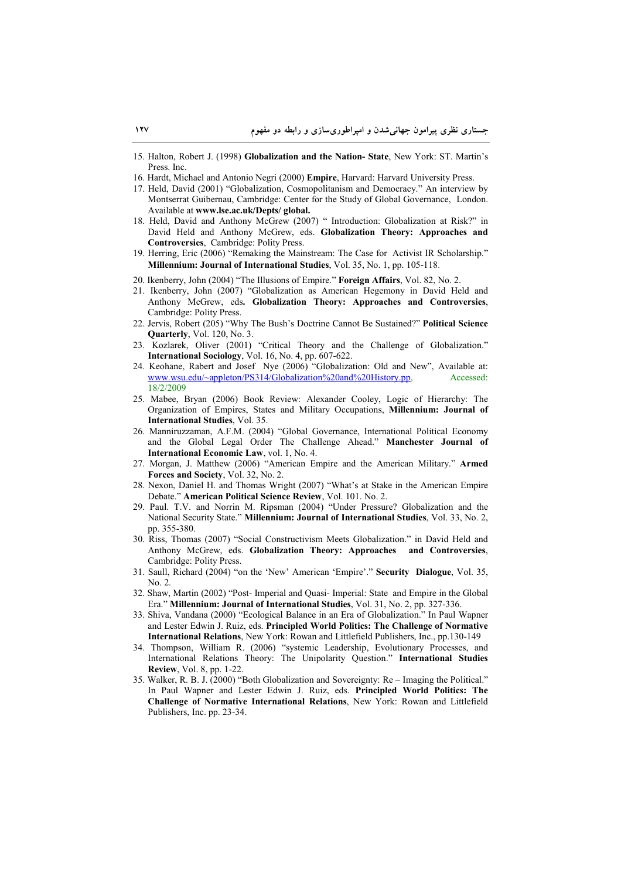15. Halton, Robert J. (1998) **Globalization and the Nation- State**, New York: ST. Martin's Press. Inc.
16. Hardt, Michael and Antonio Negri (2000) **Empire**, Harvard: Harvard University Press.
17. Held, David (2001) "Globalization, Cosmopolitanism and Democracy." An interview by Montserrat Guibernau, Cambridge: Center for the Study of Global Governance, London. Available at **www.lse.ac.uk/Depts/ global.**
18. Held, David and Anthony McGrew (2007) " Introduction: Globalization at Risk?" in David Held and Anthony McGrew, eds. **Globalization Theory: Approaches and Controversies**, Cambridge: Polity Press.
19. Herring, Eric (2006) "Remaking the Mainstream: The Case for Activist IR Scholarship." **Millennium: Journal of International Studies**, Vol. 35, No. 1, pp. 105-118.
20. Ikenberry, John (2004) "The Illusions of Empire." **Foreign Affairs**, Vol. 82, No. 2.
21. Ikenberry, John (2007) "Globalization as American Hegemony in David Held and Anthony McGrew, eds**. Globalization Theory: Approaches and Controversies**, Cambridge: Polity Press.
22. Jervis, Robert (205) "Why The Bush's Doctrine Cannot Be Sustained?" **Political Science Quarterly**, Vol. 120, No. 3.
23. Kozlarek, Oliver (2001) "Critical Theory and the Challenge of Globalization." **International Sociology**, Vol. 16, No. 4, pp. 607-622.
24. Keohane, Rabert and Josef Nye (2006) "Globalization: Old and New", Available at: www.wsu.edu/~appleton/PS314/Globalization%20and%20History.pp, Accessed: 18/2/2009
25. Mabee, Bryan (2006) Book Review: Alexander Cooley, Logic of Hierarchy: The Organization of Empires, States and Military Occupations, **Millennium: Journal of International Studies**, Vol. 35.
26. Manniruzzaman, A.F.M. (2004) "Global Governance, International Political Economy and the Global Legal Order The Challenge Ahead." **Manchester Journal of International Economic Law**, vol. 1, No. 4.
27. Morgan, J. Matthew (2006) "American Empire and the American Military." **Armed Forces and Society**, Vol. 32, No. 2.
28. Nexon, Daniel H. and Thomas Wright (2007) "What's at Stake in the American Empire Debate." **American Political Science Review**, Vol. 101. No. 2.
29. Paul. T.V. and Norrin M. Ripsman (2004) "Under Pressure? Globalization and the National Security State." **Millennium: Journal of International Studies**, Vol. 33, No. 2, pp. 355-380.
30. Riss, Thomas (2007) "Social Constructivism Meets Globalization." in David Held and Anthony McGrew, eds. **Globalization Theory: Approaches and Controversies**, Cambridge: Polity Press.
31. Saull, Richard (2004) "on the 'New' American 'Empire'." **Security Dialogue**, Vol. 35, No. 2.
32. Shaw, Martin (2002) "Post- Imperial and Quasi- Imperial: State and Empire in the Global Era." **Millennium: Journal of International Studies**, Vol. 31, No. 2, pp. 327-336.
33. Shiva, Vandana (2000) "Ecological Balance in an Era of Globalization." In Paul Wapner and Lester Edwin J. Ruiz, eds. **Principled World Politics: The Challenge of Normative International Relations**, New York: Rowan and Littlefield Publishers, Inc., pp.130-149
34. Thompson, William R. (2006) "systemic Leadership, Evolutionary Processes, and International Relations Theory: The Unipolarity Question." **International Studies Review**, Vol. 8, pp. 1-22.
35. Walker, R. B. J. (2000) "Both Globalization and Sovereignty: Re – Imaging the Political." In Paul Wapner and Lester Edwin J. Ruiz, eds. **Principled World Politics: The Challenge of Normative International Relations**, New York: Rowan and Littlefield Publishers, Inc. pp. 23-34.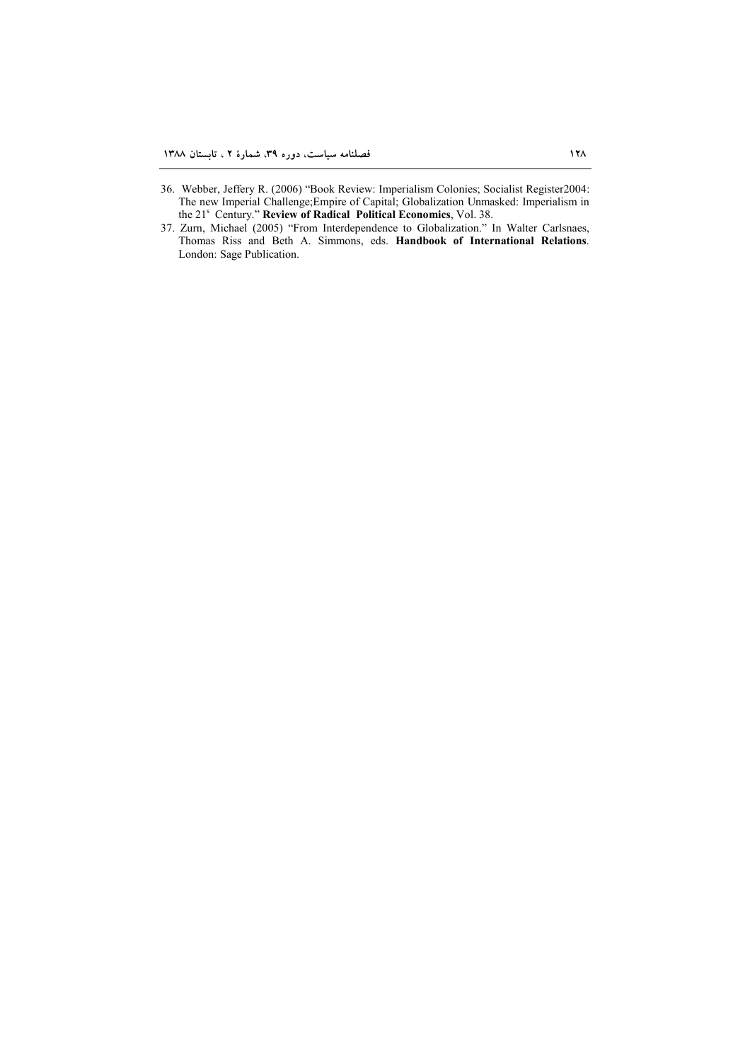36. Webber, Jeffery R. (2006) "Book Review: Imperialism Colonies; Socialist Register2004: The new Imperial Challenge;Empire of Capital; Globalization Unmasked: Imperialism in the 21[s] Century." **Review of Radical Political Economics**, Vol. 38.
37. Zurn, Michael (2005) "From Interdependence to Globalization." In Walter Carlsnaes, Thomas Riss and Beth A. Simmons, eds. **Handbook of International Relations**. London: Sage Publication.